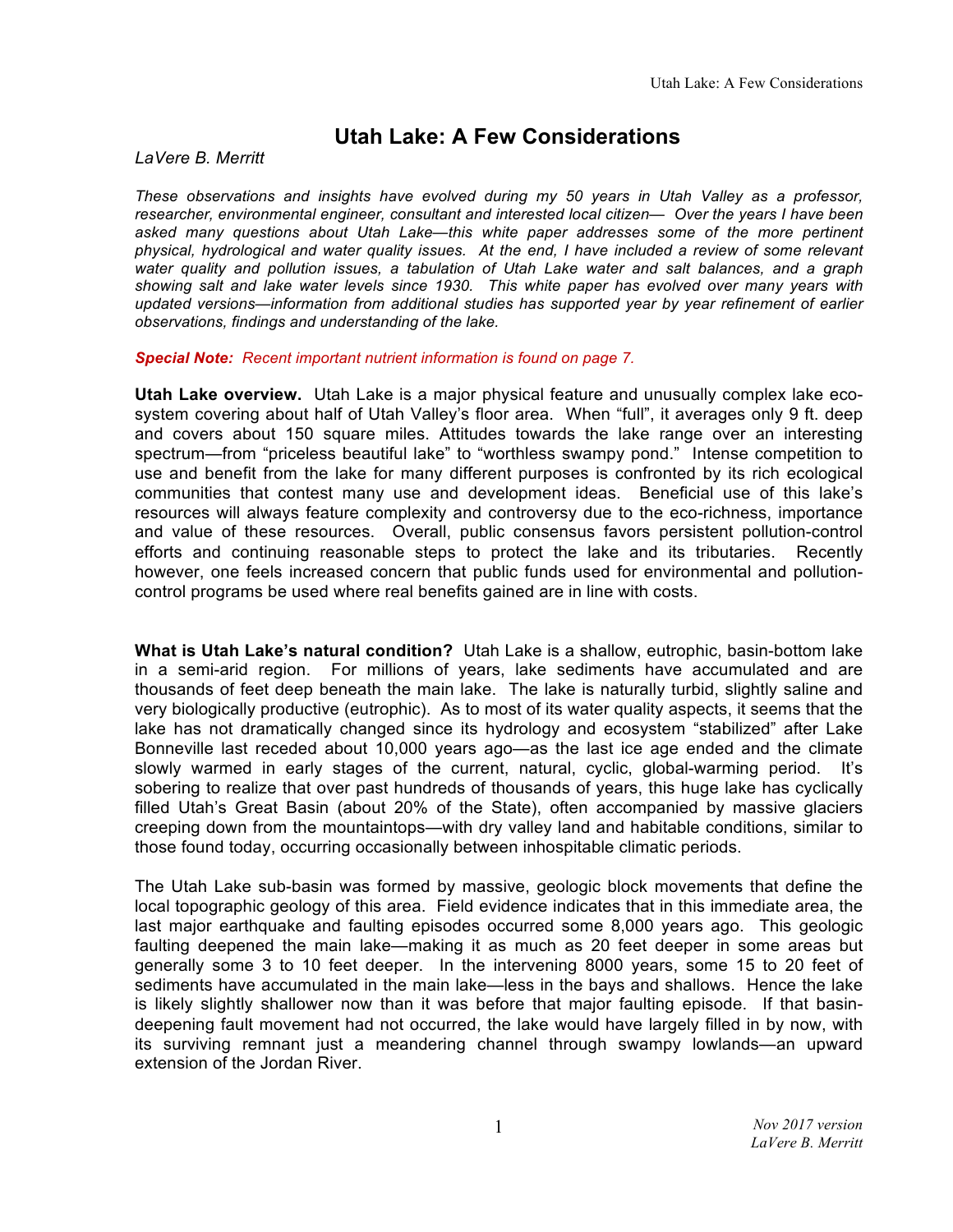# Utah Lake: A Few Considerations

*LaVere B. Merritt*

*These observations and insights have evolved during my 50 years in Utah Valley as a professor, researcher, environmental engineer, consultant and interested local citizen— Over the years I have been asked many questions about Utah Lake—this white paper addresses some of the more pertinent physical, hydrological and water quality issues. At the end, I have included a review of some relevant water quality and pollution issues, a tabulation of Utah Lake water and salt balances, and a graph showing salt and lake water levels since 1930. This white paper has evolved over many years with updated versions—information from additional studies has supported year by year refinement of earlier observations, findings and understanding of the lake.*

***Special Note:** Recent important nutrient information is found on page 7.*

**Utah Lake overview.** Utah Lake is a major physical feature and unusually complex lake eco-system covering about half of Utah Valley's floor area. When "full", it averages only 9 ft. deep and covers about 150 square miles. Attitudes towards the lake range over an interesting spectrum—from "priceless beautiful lake" to "worthless swampy pond." Intense competition to use and benefit from the lake for many different purposes is confronted by its rich ecological communities that contest many use and development ideas. Beneficial use of this lake's resources will always feature complexity and controversy due to the eco-richness, importance and value of these resources. Overall, public consensus favors persistent pollution-control efforts and continuing reasonable steps to protect the lake and its tributaries. Recently however, one feels increased concern that public funds used for environmental and pollution-control programs be used where real benefits gained are in line with costs.

**What is Utah Lake's natural condition?** Utah Lake is a shallow, eutrophic, basin-bottom lake in a semi-arid region. For millions of years, lake sediments have accumulated and are thousands of feet deep beneath the main lake. The lake is naturally turbid, slightly saline and very biologically productive (eutrophic). As to most of its water quality aspects, it seems that the lake has not dramatically changed since its hydrology and ecosystem "stabilized" after Lake Bonneville last receded about 10,000 years ago—as the last ice age ended and the climate slowly warmed in early stages of the current, natural, cyclic, global-warming period. It's sobering to realize that over past hundreds of thousands of years, this huge lake has cyclically filled Utah's Great Basin (about 20% of the State), often accompanied by massive glaciers creeping down from the mountaintops—with dry valley land and habitable conditions, similar to those found today, occurring occasionally between inhospitable climatic periods.

The Utah Lake sub-basin was formed by massive, geologic block movements that define the local topographic geology of this area. Field evidence indicates that in this immediate area, the last major earthquake and faulting episodes occurred some 8,000 years ago. This geologic faulting deepened the main lake—making it as much as 20 feet deeper in some areas but generally some 3 to 10 feet deeper. In the intervening 8000 years, some 15 to 20 feet of sediments have accumulated in the main lake—less in the bays and shallows. Hence the lake is likely slightly shallower now than it was before that major faulting episode. If that basin-deepening fault movement had not occurred, the lake would have largely filled in by now, with its surviving remnant just a meandering channel through swampy lowlands—an upward extension of the Jordan River.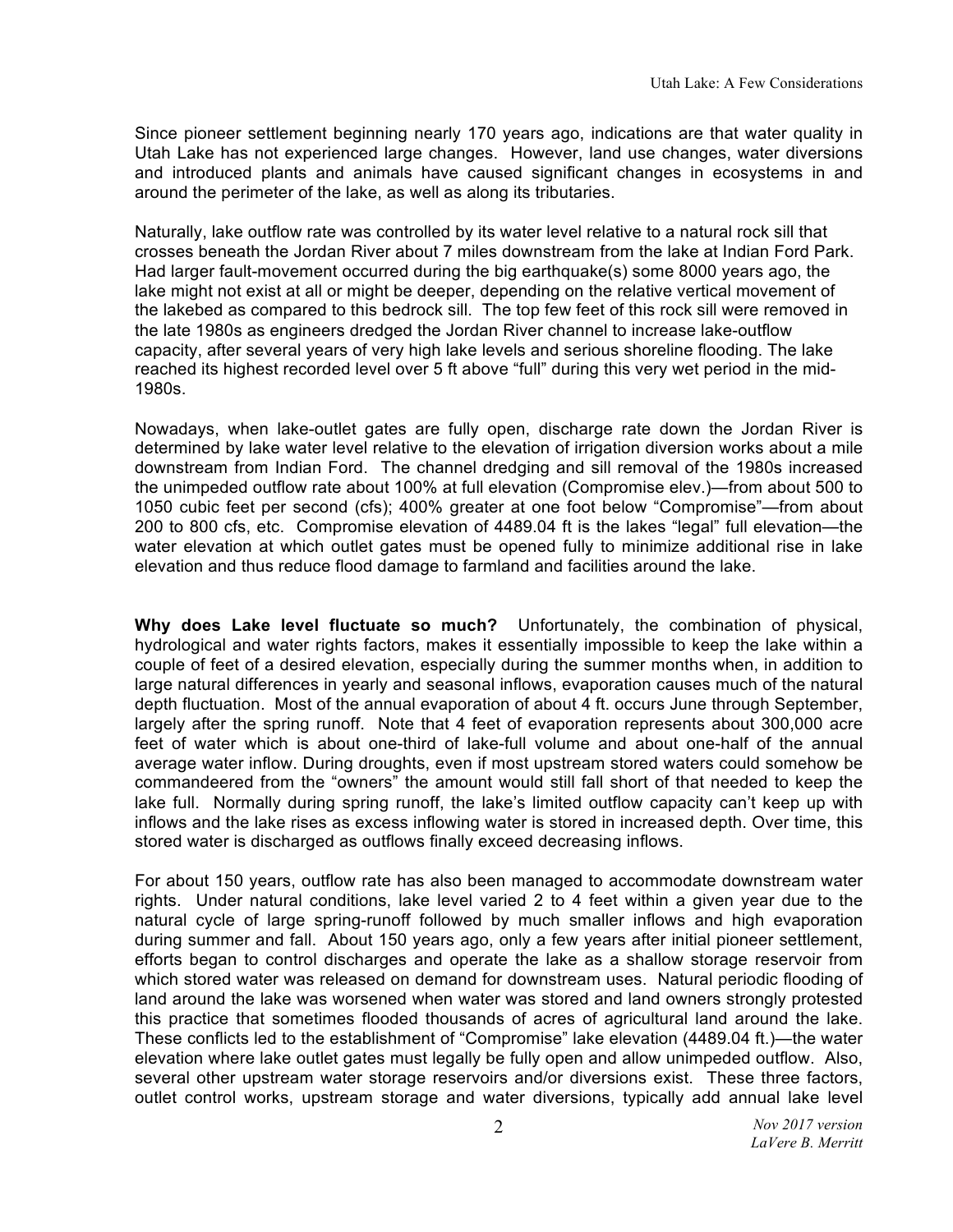Since pioneer settlement beginning nearly 170 years ago, indications are that water quality in Utah Lake has not experienced large changes. However, land use changes, water diversions and introduced plants and animals have caused significant changes in ecosystems in and around the perimeter of the lake, as well as along its tributaries.

Naturally, lake outflow rate was controlled by its water level relative to a natural rock sill that crosses beneath the Jordan River about 7 miles downstream from the lake at Indian Ford Park. Had larger fault-movement occurred during the big earthquake(s) some 8000 years ago, the lake might not exist at all or might be deeper, depending on the relative vertical movement of the lakebed as compared to this bedrock sill. The top few feet of this rock sill were removed in the late 1980s as engineers dredged the Jordan River channel to increase lake-outflow capacity, after several years of very high lake levels and serious shoreline flooding. The lake reached its highest recorded level over 5 ft above "full" during this very wet period in the mid-1980s.

Nowadays, when lake-outlet gates are fully open, discharge rate down the Jordan River is determined by lake water level relative to the elevation of irrigation diversion works about a mile downstream from Indian Ford. The channel dredging and sill removal of the 1980s increased the unimpeded outflow rate about 100% at full elevation (Compromise elev.)—from about 500 to 1050 cubic feet per second (cfs); 400% greater at one foot below "Compromise"—from about 200 to 800 cfs, etc. Compromise elevation of 4489.04 ft is the lakes "legal" full elevation—the water elevation at which outlet gates must be opened fully to minimize additional rise in lake elevation and thus reduce flood damage to farmland and facilities around the lake.

**Why does Lake level fluctuate so much?** Unfortunately, the combination of physical, hydrological and water rights factors, makes it essentially impossible to keep the lake within a couple of feet of a desired elevation, especially during the summer months when, in addition to large natural differences in yearly and seasonal inflows, evaporation causes much of the natural depth fluctuation. Most of the annual evaporation of about 4 ft. occurs June through September, largely after the spring runoff. Note that 4 feet of evaporation represents about 300,000 acre feet of water which is about one-third of lake-full volume and about one-half of the annual average water inflow. During droughts, even if most upstream stored waters could somehow be commandeered from the "owners" the amount would still fall short of that needed to keep the lake full. Normally during spring runoff, the lake's limited outflow capacity can't keep up with inflows and the lake rises as excess inflowing water is stored in increased depth. Over time, this stored water is discharged as outflows finally exceed decreasing inflows.

For about 150 years, outflow rate has also been managed to accommodate downstream water rights. Under natural conditions, lake level varied 2 to 4 feet within a given year due to the natural cycle of large spring-runoff followed by much smaller inflows and high evaporation during summer and fall. About 150 years ago, only a few years after initial pioneer settlement, efforts began to control discharges and operate the lake as a shallow storage reservoir from which stored water was released on demand for downstream uses. Natural periodic flooding of land around the lake was worsened when water was stored and land owners strongly protested this practice that sometimes flooded thousands of acres of agricultural land around the lake. These conflicts led to the establishment of "Compromise" lake elevation (4489.04 ft.)—the water elevation where lake outlet gates must legally be fully open and allow unimpeded outflow. Also, several other upstream water storage reservoirs and/or diversions exist. These three factors, outlet control works, upstream storage and water diversions, typically add annual lake level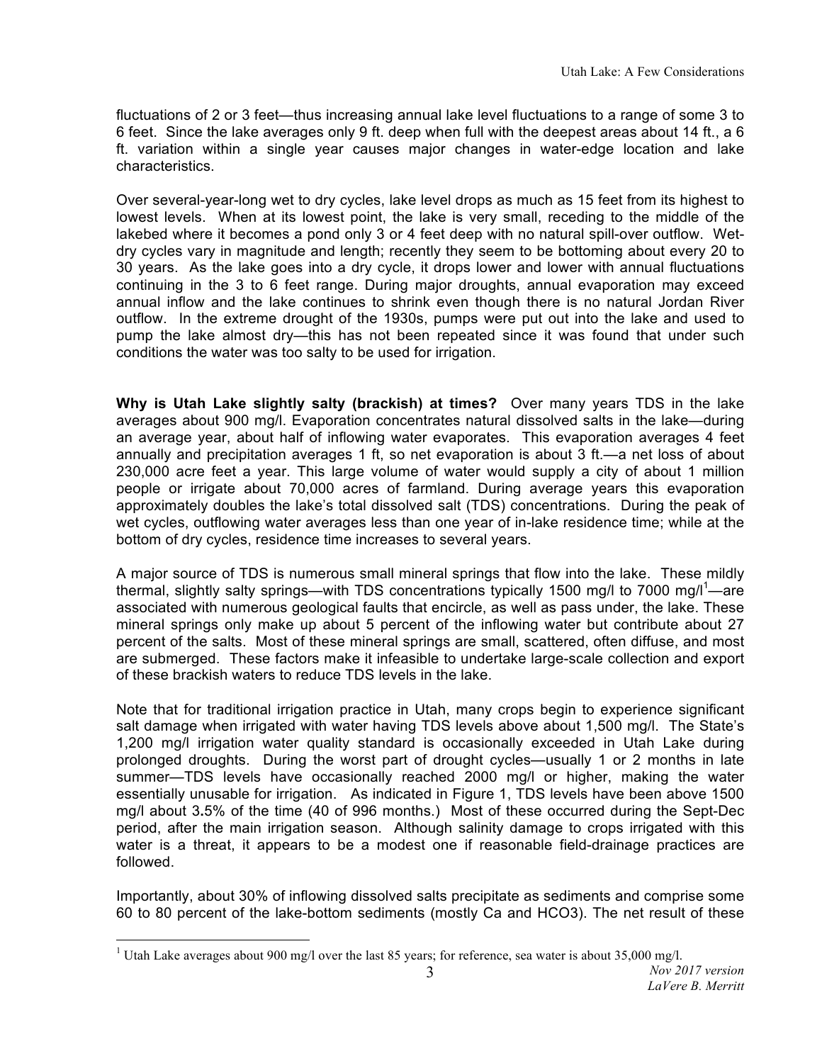fluctuations of 2 or 3 feet—thus increasing annual lake level fluctuations to a range of some 3 to 6 feet. Since the lake averages only 9 ft. deep when full with the deepest areas about 14 ft., a 6 ft. variation within a single year causes major changes in water-edge location and lake characteristics.

Over several-year-long wet to dry cycles, lake level drops as much as 15 feet from its highest to lowest levels. When at its lowest point, the lake is very small, receding to the middle of the lakebed where it becomes a pond only 3 or 4 feet deep with no natural spill-over outflow. Wet-dry cycles vary in magnitude and length; recently they seem to be bottoming about every 20 to 30 years. As the lake goes into a dry cycle, it drops lower and lower with annual fluctuations continuing in the 3 to 6 feet range. During major droughts, annual evaporation may exceed annual inflow and the lake continues to shrink even though there is no natural Jordan River outflow. In the extreme drought of the 1930s, pumps were put out into the lake and used to pump the lake almost dry—this has not been repeated since it was found that under such conditions the water was too salty to be used for irrigation.

**Why is Utah Lake slightly salty (brackish) at times?** Over many years TDS in the lake averages about 900 mg/l. Evaporation concentrates natural dissolved salts in the lake—during an average year, about half of inflowing water evaporates. This evaporation averages 4 feet annually and precipitation averages 1 ft, so net evaporation is about 3 ft.—a net loss of about 230,000 acre feet a year. This large volume of water would supply a city of about 1 million people or irrigate about 70,000 acres of farmland. During average years this evaporation approximately doubles the lake's total dissolved salt (TDS) concentrations. During the peak of wet cycles, outflowing water averages less than one year of in-lake residence time; while at the bottom of dry cycles, residence time increases to several years.

A major source of TDS is numerous small mineral springs that flow into the lake. These mildly thermal, slightly salty springs—with TDS concentrations typically 1500 mg/l to 7000 mg/l[1]—are associated with numerous geological faults that encircle, as well as pass under, the lake. These mineral springs only make up about 5 percent of the inflowing water but contribute about 27 percent of the salts. Most of these mineral springs are small, scattered, often diffuse, and most are submerged. These factors make it infeasible to undertake large-scale collection and export of these brackish waters to reduce TDS levels in the lake.

Note that for traditional irrigation practice in Utah, many crops begin to experience significant salt damage when irrigated with water having TDS levels above about 1,500 mg/l. The State's 1,200 mg/l irrigation water quality standard is occasionally exceeded in Utah Lake during prolonged droughts. During the worst part of drought cycles—usually 1 or 2 months in late summer—TDS levels have occasionally reached 2000 mg/l or higher, making the water essentially unusable for irrigation. As indicated in Figure 1, TDS levels have been above 1500 mg/l about 3.5% of the time (40 of 996 months.) Most of these occurred during the Sept-Dec period, after the main irrigation season. Although salinity damage to crops irrigated with this water is a threat, it appears to be a modest one if reasonable field-drainage practices are followed.

Importantly, about 30% of inflowing dissolved salts precipitate as sediments and comprise some 60 to 80 percent of the lake-bottom sediments (mostly Ca and $HCO_3$). The net result of these

[1] Utah Lake averages about 900 mg/l over the last 85 years; for reference, sea water is about 35,000 mg/l.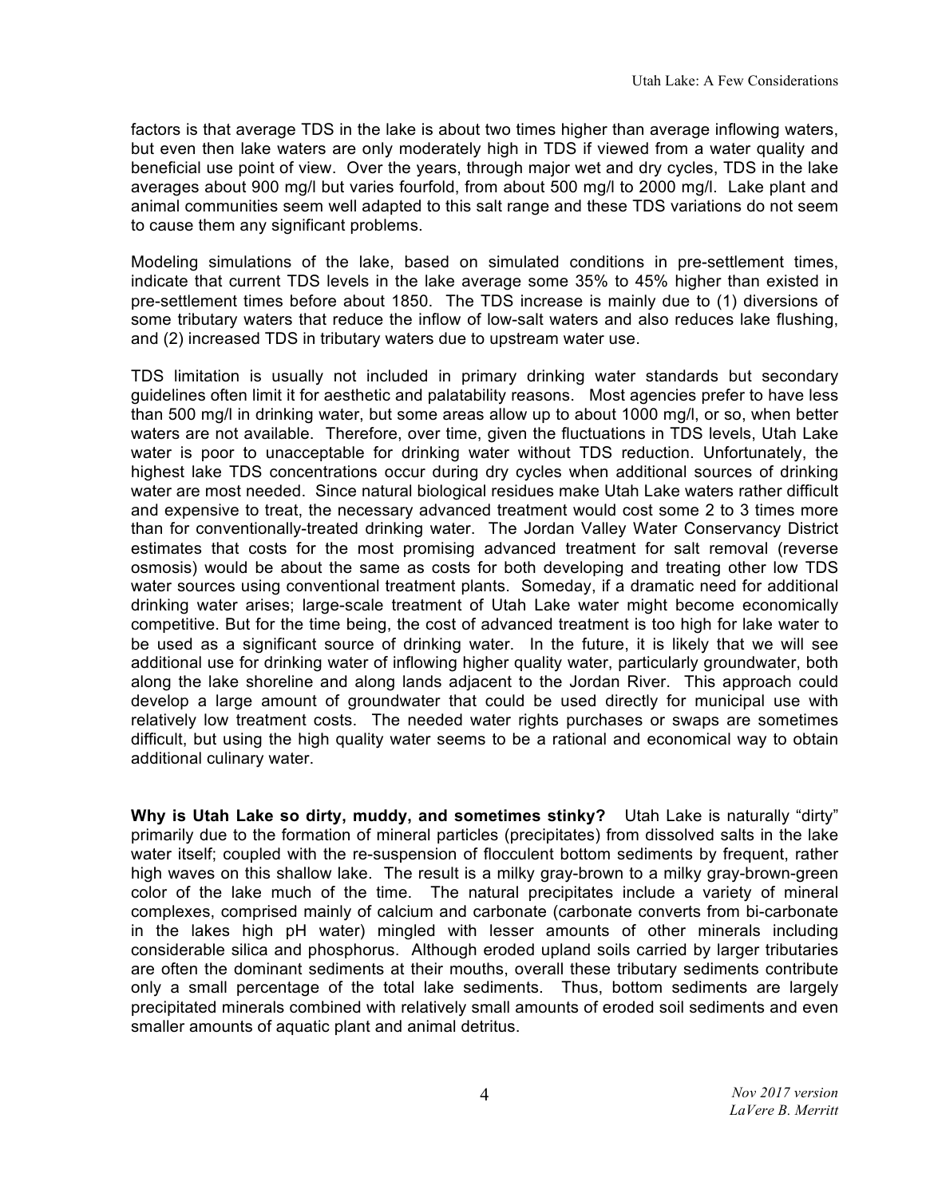factors is that average TDS in the lake is about two times higher than average inflowing waters, but even then lake waters are only moderately high in TDS if viewed from a water quality and beneficial use point of view. Over the years, through major wet and dry cycles, TDS in the lake averages about 900 mg/l but varies fourfold, from about 500 mg/l to 2000 mg/l. Lake plant and animal communities seem well adapted to this salt range and these TDS variations do not seem to cause them any significant problems.

Modeling simulations of the lake, based on simulated conditions in pre-settlement times, indicate that current TDS levels in the lake average some 35% to 45% higher than existed in pre-settlement times before about 1850. The TDS increase is mainly due to (1) diversions of some tributary waters that reduce the inflow of low-salt waters and also reduces lake flushing, and (2) increased TDS in tributary waters due to upstream water use.

TDS limitation is usually not included in primary drinking water standards but secondary guidelines often limit it for aesthetic and palatability reasons. Most agencies prefer to have less than 500 mg/l in drinking water, but some areas allow up to about 1000 mg/l, or so, when better waters are not available. Therefore, over time, given the fluctuations in TDS levels, Utah Lake water is poor to unacceptable for drinking water without TDS reduction. Unfortunately, the highest lake TDS concentrations occur during dry cycles when additional sources of drinking water are most needed. Since natural biological residues make Utah Lake waters rather difficult and expensive to treat, the necessary advanced treatment would cost some 2 to 3 times more than for conventionally-treated drinking water. The Jordan Valley Water Conservancy District estimates that costs for the most promising advanced treatment for salt removal (reverse osmosis) would be about the same as costs for both developing and treating other low TDS water sources using conventional treatment plants. Someday, if a dramatic need for additional drinking water arises; large-scale treatment of Utah Lake water might become economically competitive. But for the time being, the cost of advanced treatment is too high for lake water to be used as a significant source of drinking water. In the future, it is likely that we will see additional use for drinking water of inflowing higher quality water, particularly groundwater, both along the lake shoreline and along lands adjacent to the Jordan River. This approach could develop a large amount of groundwater that could be used directly for municipal use with relatively low treatment costs. The needed water rights purchases or swaps are sometimes difficult, but using the high quality water seems to be a rational and economical way to obtain additional culinary water.

**Why is Utah Lake so dirty, muddy, and sometimes stinky?** Utah Lake is naturally "dirty" primarily due to the formation of mineral particles (precipitates) from dissolved salts in the lake water itself; coupled with the re-suspension of flocculent bottom sediments by frequent, rather high waves on this shallow lake. The result is a milky gray-brown to a milky gray-brown-green color of the lake much of the time. The natural precipitates include a variety of mineral complexes, comprised mainly of calcium and carbonate (carbonate converts from bi-carbonate in the lakes high pH water) mingled with lesser amounts of other minerals including considerable silica and phosphorus. Although eroded upland soils carried by larger tributaries are often the dominant sediments at their mouths, overall these tributary sediments contribute only a small percentage of the total lake sediments. Thus, bottom sediments are largely precipitated minerals combined with relatively small amounts of eroded soil sediments and even smaller amounts of aquatic plant and animal detritus.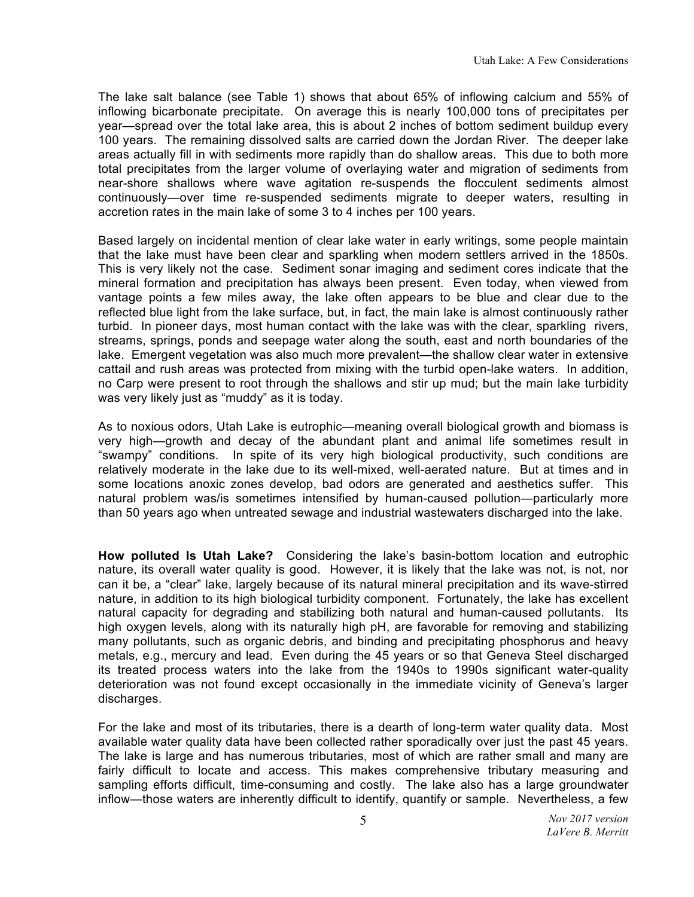The lake salt balance (see Table 1) shows that about 65% of inflowing calcium and 55% of inflowing bicarbonate precipitate. On average this is nearly 100,000 tons of precipitates per year—spread over the total lake area, this is about 2 inches of bottom sediment buildup every 100 years. The remaining dissolved salts are carried down the Jordan River. The deeper lake areas actually fill in with sediments more rapidly than do shallow areas. This due to both more total precipitates from the larger volume of overlaying water and migration of sediments from near-shore shallows where wave agitation re-suspends the flocculent sediments almost continuously—over time re-suspended sediments migrate to deeper waters, resulting in accretion rates in the main lake of some 3 to 4 inches per 100 years.

Based largely on incidental mention of clear lake water in early writings, some people maintain that the lake must have been clear and sparkling when modern settlers arrived in the 1850s. This is very likely not the case. Sediment sonar imaging and sediment cores indicate that the mineral formation and precipitation has always been present. Even today, when viewed from vantage points a few miles away, the lake often appears to be blue and clear due to the reflected blue light from the lake surface, but, in fact, the main lake is almost continuously rather turbid. In pioneer days, most human contact with the lake was with the clear, sparkling rivers, streams, springs, ponds and seepage water along the south, east and north boundaries of the lake. Emergent vegetation was also much more prevalent—the shallow clear water in extensive cattail and rush areas was protected from mixing with the turbid open-lake waters. In addition, no Carp were present to root through the shallows and stir up mud; but the main lake turbidity was very likely just as "muddy" as it is today.

As to noxious odors, Utah Lake is eutrophic—meaning overall biological growth and biomass is very high—growth and decay of the abundant plant and animal life sometimes result in "swampy" conditions. In spite of its very high biological productivity, such conditions are relatively moderate in the lake due to its well-mixed, well-aerated nature. But at times and in some locations anoxic zones develop, bad odors are generated and aesthetics suffer. This natural problem was/is sometimes intensified by human-caused pollution—particularly more than 50 years ago when untreated sewage and industrial wastewaters discharged into the lake.

**How polluted Is Utah Lake?** Considering the lake's basin-bottom location and eutrophic nature, its overall water quality is good. However, it is likely that the lake was not, is not, nor can it be, a "clear" lake, largely because of its natural mineral precipitation and its wave-stirred nature, in addition to its high biological turbidity component. Fortunately, the lake has excellent natural capacity for degrading and stabilizing both natural and human-caused pollutants. Its high oxygen levels, along with its naturally high pH, are favorable for removing and stabilizing many pollutants, such as organic debris, and binding and precipitating phosphorus and heavy metals, e.g., mercury and lead. Even during the 45 years or so that Geneva Steel discharged its treated process waters into the lake from the 1940s to 1990s significant water-quality deterioration was not found except occasionally in the immediate vicinity of Geneva's larger discharges.

For the lake and most of its tributaries, there is a dearth of long-term water quality data. Most available water quality data have been collected rather sporadically over just the past 45 years. The lake is large and has numerous tributaries, most of which are rather small and many are fairly difficult to locate and access. This makes comprehensive tributary measuring and sampling efforts difficult, time-consuming and costly. The lake also has a large groundwater inflow—those waters are inherently difficult to identify, quantify or sample. Nevertheless, a few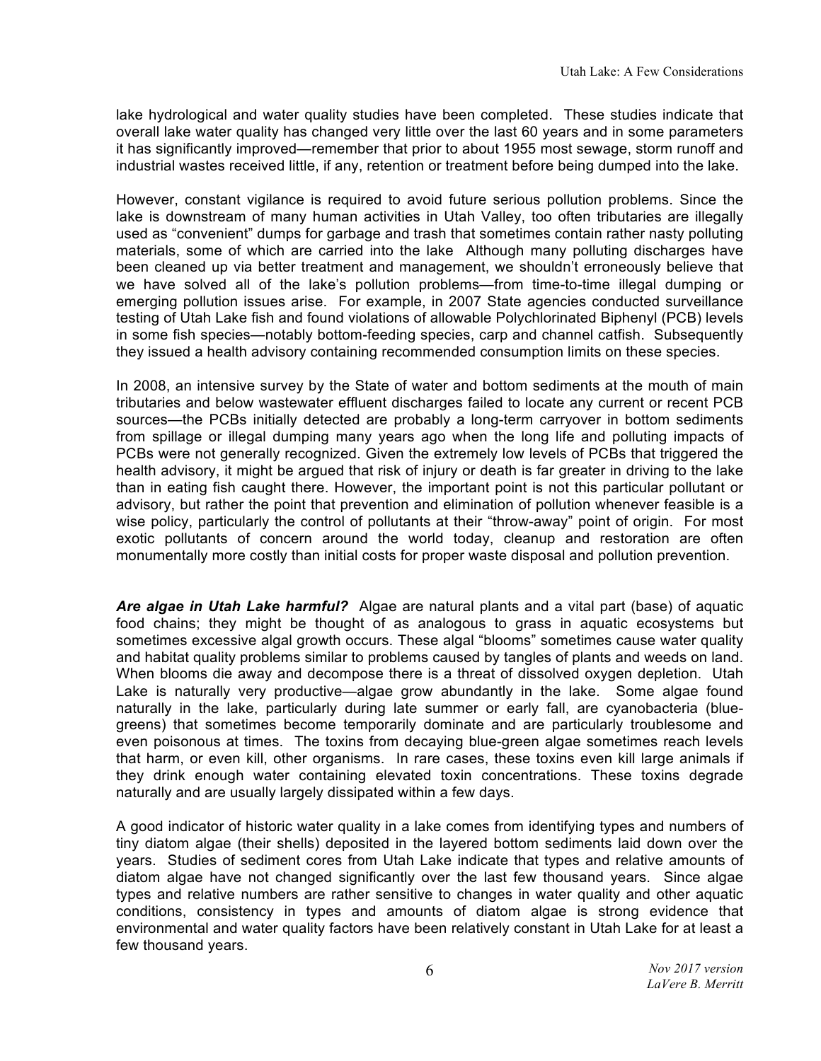lake hydrological and water quality studies have been completed. These studies indicate that overall lake water quality has changed very little over the last 60 years and in some parameters it has significantly improved—remember that prior to about 1955 most sewage, storm runoff and industrial wastes received little, if any, retention or treatment before being dumped into the lake.

However, constant vigilance is required to avoid future serious pollution problems. Since the lake is downstream of many human activities in Utah Valley, too often tributaries are illegally used as "convenient" dumps for garbage and trash that sometimes contain rather nasty polluting materials, some of which are carried into the lake Although many polluting discharges have been cleaned up via better treatment and management, we shouldn't erroneously believe that we have solved all of the lake's pollution problems—from time-to-time illegal dumping or emerging pollution issues arise. For example, in 2007 State agencies conducted surveillance testing of Utah Lake fish and found violations of allowable Polychlorinated Biphenyl (PCB) levels in some fish species—notably bottom-feeding species, carp and channel catfish. Subsequently they issued a health advisory containing recommended consumption limits on these species.

In 2008, an intensive survey by the State of water and bottom sediments at the mouth of main tributaries and below wastewater effluent discharges failed to locate any current or recent PCB sources—the PCBs initially detected are probably a long-term carryover in bottom sediments from spillage or illegal dumping many years ago when the long life and polluting impacts of PCBs were not generally recognized. Given the extremely low levels of PCBs that triggered the health advisory, it might be argued that risk of injury or death is far greater in driving to the lake than in eating fish caught there. However, the important point is not this particular pollutant or advisory, but rather the point that prevention and elimination of pollution whenever feasible is a wise policy, particularly the control of pollutants at their "throw-away" point of origin. For most exotic pollutants of concern around the world today, cleanup and restoration are often monumentally more costly than initial costs for proper waste disposal and pollution prevention.

***Are algae in Utah Lake harmful?*** Algae are natural plants and a vital part (base) of aquatic food chains; they might be thought of as analogous to grass in aquatic ecosystems but sometimes excessive algal growth occurs. These algal "blooms" sometimes cause water quality and habitat quality problems similar to problems caused by tangles of plants and weeds on land. When blooms die away and decompose there is a threat of dissolved oxygen depletion. Utah Lake is naturally very productive—algae grow abundantly in the lake. Some algae found naturally in the lake, particularly during late summer or early fall, are cyanobacteria (blue-greens) that sometimes become temporarily dominate and are particularly troublesome and even poisonous at times. The toxins from decaying blue-green algae sometimes reach levels that harm, or even kill, other organisms. In rare cases, these toxins even kill large animals if they drink enough water containing elevated toxin concentrations. These toxins degrade naturally and are usually largely dissipated within a few days.

A good indicator of historic water quality in a lake comes from identifying types and numbers of tiny diatom algae (their shells) deposited in the layered bottom sediments laid down over the years. Studies of sediment cores from Utah Lake indicate that types and relative amounts of diatom algae have not changed significantly over the last few thousand years. Since algae types and relative numbers are rather sensitive to changes in water quality and other aquatic conditions, consistency in types and amounts of diatom algae is strong evidence that environmental and water quality factors have been relatively constant in Utah Lake for at least a few thousand years.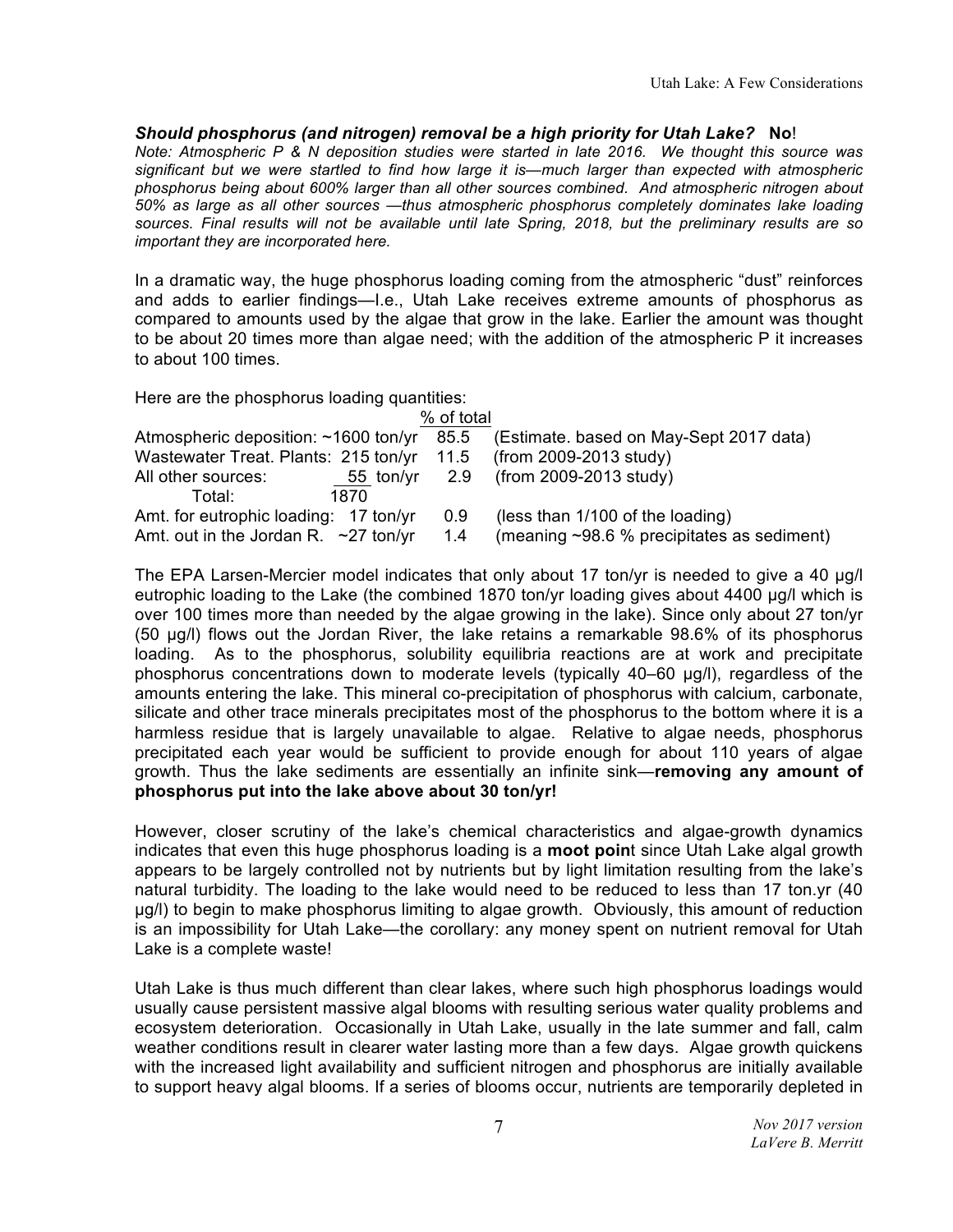***Should phosphorus (and nitrogen) removal be a high priority for Utah Lake?*** **No**!

*Note: Atmospheric P & N deposition studies were started in late 2016. We thought this source was significant but we were startled to find how large it is—much larger than expected with atmospheric phosphorus being about 600% larger than all other sources combined. And atmospheric nitrogen about 50% as large as all other sources —thus atmospheric phosphorus completely dominates lake loading sources. Final results will not be available until late Spring, 2018, but the preliminary results are so important they are incorporated here.*

In a dramatic way, the huge phosphorus loading coming from the atmospheric "dust" reinforces and adds to earlier findings—I.e., Utah Lake receives extreme amounts of phosphorus as compared to amounts used by the algae that grow in the lake. Earlier the amount was thought to be about 20 times more than algae need; with the addition of the atmospheric P it increases to about 100 times.

Here are the phosphorus loading quantities:

| | | % of total | |
|---|---|---|---|
| Atmospheric deposition: | ~1600 ton/yr | 85.5 | (Estimate. based on May-Sept 2017 data) |
| Wastewater Treat. Plants: | 215 ton/yr | 11.5 | (from 2009-2013 study) |
| All other sources: | 55 ton/yr | 2.9 | (from 2009-2013 study) |
| Total: | 1870 | | |
| Amt. for eutrophic loading: | 17 ton/yr | 0.9 | (less than 1/100 of the loading) |
| Amt. out in the Jordan R. | ~27 ton/yr | 1.4 | (meaning ~98.6 % precipitates as sediment) |

The EPA Larsen-Mercier model indicates that only about 17 ton/yr is needed to give a 40 µg/l eutrophic loading to the Lake (the combined 1870 ton/yr loading gives about 4400 µg/l which is over 100 times more than needed by the algae growing in the lake). Since only about 27 ton/yr (50 µg/l) flows out the Jordan River, the lake retains a remarkable 98.6% of its phosphorus loading. As to the phosphorus, solubility equilibria reactions are at work and precipitate phosphorus concentrations down to moderate levels (typically 40–60 µg/l), regardless of the amounts entering the lake. This mineral co-precipitation of phosphorus with calcium, carbonate, silicate and other trace minerals precipitates most of the phosphorus to the bottom where it is a harmless residue that is largely unavailable to algae. Relative to algae needs, phosphorus precipitated each year would be sufficient to provide enough for about 110 years of algae growth. Thus the lake sediments are essentially an infinite sink—**removing any amount of phosphorus put into the lake above about 30 ton/yr!**

However, closer scrutiny of the lake's chemical characteristics and algae-growth dynamics indicates that even this huge phosphorus loading is a **moot poin**t since Utah Lake algal growth appears to be largely controlled not by nutrients but by light limitation resulting from the lake's natural turbidity. The loading to the lake would need to be reduced to less than 17 ton.yr (40 µg/l) to begin to make phosphorus limiting to algae growth. Obviously, this amount of reduction is an impossibility for Utah Lake—the corollary: any money spent on nutrient removal for Utah Lake is a complete waste!

Utah Lake is thus much different than clear lakes, where such high phosphorus loadings would usually cause persistent massive algal blooms with resulting serious water quality problems and ecosystem deterioration. Occasionally in Utah Lake, usually in the late summer and fall, calm weather conditions result in clearer water lasting more than a few days. Algae growth quickens with the increased light availability and sufficient nitrogen and phosphorus are initially available to support heavy algal blooms. If a series of blooms occur, nutrients are temporarily depleted in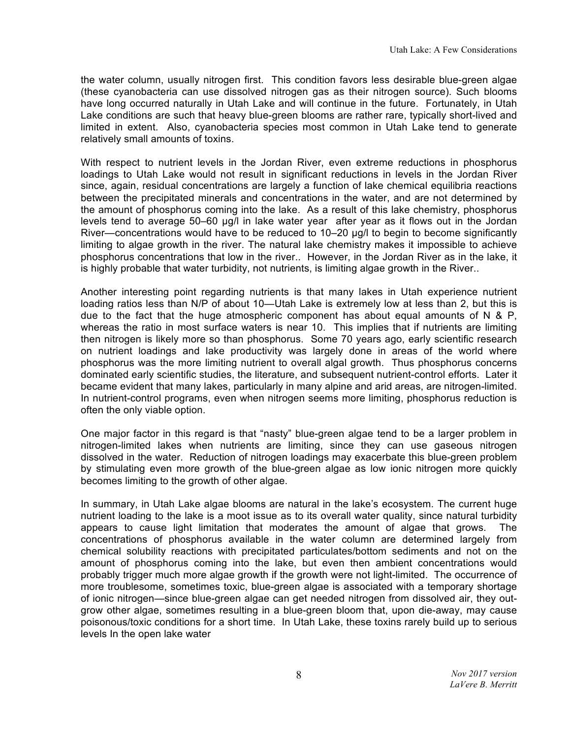the water column, usually nitrogen first. This condition favors less desirable blue-green algae (these cyanobacteria can use dissolved nitrogen gas as their nitrogen source). Such blooms have long occurred naturally in Utah Lake and will continue in the future. Fortunately, in Utah Lake conditions are such that heavy blue-green blooms are rather rare, typically short-lived and limited in extent. Also, cyanobacteria species most common in Utah Lake tend to generate relatively small amounts of toxins.

With respect to nutrient levels in the Jordan River, even extreme reductions in phosphorus loadings to Utah Lake would not result in significant reductions in levels in the Jordan River since, again, residual concentrations are largely a function of lake chemical equilibria reactions between the precipitated minerals and concentrations in the water, and are not determined by the amount of phosphorus coming into the lake. As a result of this lake chemistry, phosphorus levels tend to average 50–60 µg/l in lake water year after year as it flows out in the Jordan River—concentrations would have to be reduced to 10–20 µg/l to begin to become significantly limiting to algae growth in the river. The natural lake chemistry makes it impossible to achieve phosphorus concentrations that low in the river.. However, in the Jordan River as in the lake, it is highly probable that water turbidity, not nutrients, is limiting algae growth in the River..

Another interesting point regarding nutrients is that many lakes in Utah experience nutrient loading ratios less than N/P of about 10—Utah Lake is extremely low at less than 2, but this is due to the fact that the huge atmospheric component has about equal amounts of N & P, whereas the ratio in most surface waters is near 10. This implies that if nutrients are limiting then nitrogen is likely more so than phosphorus. Some 70 years ago, early scientific research on nutrient loadings and lake productivity was largely done in areas of the world where phosphorus was the more limiting nutrient to overall algal growth. Thus phosphorus concerns dominated early scientific studies, the literature, and subsequent nutrient-control efforts. Later it became evident that many lakes, particularly in many alpine and arid areas, are nitrogen-limited. In nutrient-control programs, even when nitrogen seems more limiting, phosphorus reduction is often the only viable option.

One major factor in this regard is that "nasty" blue-green algae tend to be a larger problem in nitrogen-limited lakes when nutrients are limiting, since they can use gaseous nitrogen dissolved in the water. Reduction of nitrogen loadings may exacerbate this blue-green problem by stimulating even more growth of the blue-green algae as low ionic nitrogen more quickly becomes limiting to the growth of other algae.

In summary, in Utah Lake algae blooms are natural in the lake's ecosystem. The current huge nutrient loading to the lake is a moot issue as to its overall water quality, since natural turbidity appears to cause light limitation that moderates the amount of algae that grows. The concentrations of phosphorus available in the water column are determined largely from chemical solubility reactions with precipitated particulates/bottom sediments and not on the amount of phosphorus coming into the lake, but even then ambient concentrations would probably trigger much more algae growth if the growth were not light-limited. The occurrence of more troublesome, sometimes toxic, blue-green algae is associated with a temporary shortage of ionic nitrogen—since blue-green algae can get needed nitrogen from dissolved air, they out-grow other algae, sometimes resulting in a blue-green bloom that, upon die-away, may cause poisonous/toxic conditions for a short time. In Utah Lake, these toxins rarely build up to serious levels In the open lake water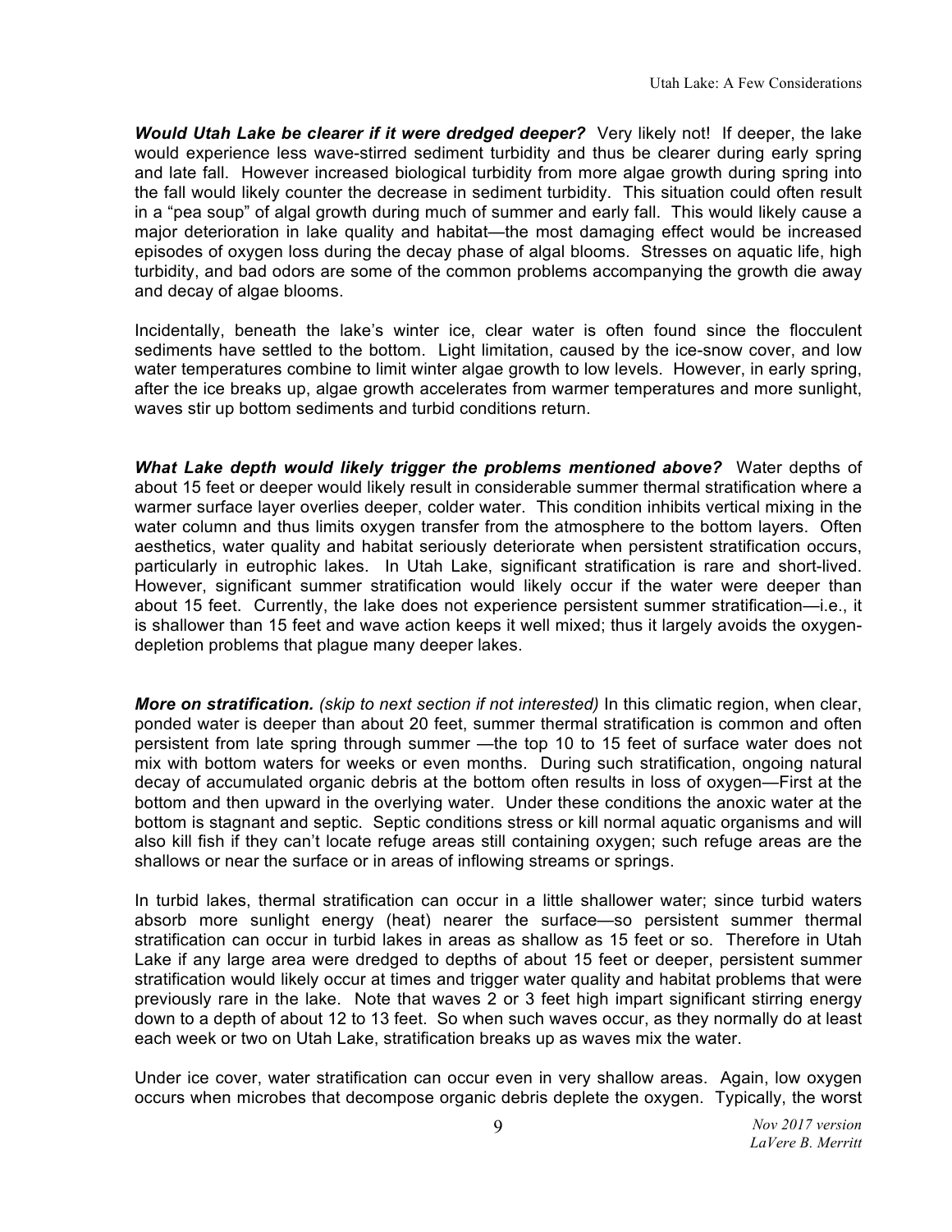***Would Utah Lake be clearer if it were dredged deeper?*** Very likely not! If deeper, the lake would experience less wave-stirred sediment turbidity and thus be clearer during early spring and late fall. However increased biological turbidity from more algae growth during spring into the fall would likely counter the decrease in sediment turbidity. This situation could often result in a "pea soup" of algal growth during much of summer and early fall. This would likely cause a major deterioration in lake quality and habitat—the most damaging effect would be increased episodes of oxygen loss during the decay phase of algal blooms. Stresses on aquatic life, high turbidity, and bad odors are some of the common problems accompanying the growth die away and decay of algae blooms.

Incidentally, beneath the lake's winter ice, clear water is often found since the flocculent sediments have settled to the bottom. Light limitation, caused by the ice-snow cover, and low water temperatures combine to limit winter algae growth to low levels. However, in early spring, after the ice breaks up, algae growth accelerates from warmer temperatures and more sunlight, waves stir up bottom sediments and turbid conditions return.

***What Lake depth would likely trigger the problems mentioned above?*** Water depths of about 15 feet or deeper would likely result in considerable summer thermal stratification where a warmer surface layer overlies deeper, colder water. This condition inhibits vertical mixing in the water column and thus limits oxygen transfer from the atmosphere to the bottom layers. Often aesthetics, water quality and habitat seriously deteriorate when persistent stratification occurs, particularly in eutrophic lakes. In Utah Lake, significant stratification is rare and short-lived. However, significant summer stratification would likely occur if the water were deeper than about 15 feet. Currently, the lake does not experience persistent summer stratification—i.e., it is shallower than 15 feet and wave action keeps it well mixed; thus it largely avoids the oxygen-depletion problems that plague many deeper lakes.

***More on stratification.*** *(skip to next section if not interested)* In this climatic region, when clear, ponded water is deeper than about 20 feet, summer thermal stratification is common and often persistent from late spring through summer —the top 10 to 15 feet of surface water does not mix with bottom waters for weeks or even months. During such stratification, ongoing natural decay of accumulated organic debris at the bottom often results in loss of oxygen—First at the bottom and then upward in the overlying water. Under these conditions the anoxic water at the bottom is stagnant and septic. Septic conditions stress or kill normal aquatic organisms and will also kill fish if they can't locate refuge areas still containing oxygen; such refuge areas are the shallows or near the surface or in areas of inflowing streams or springs.

In turbid lakes, thermal stratification can occur in a little shallower water; since turbid waters absorb more sunlight energy (heat) nearer the surface—so persistent summer thermal stratification can occur in turbid lakes in areas as shallow as 15 feet or so. Therefore in Utah Lake if any large area were dredged to depths of about 15 feet or deeper, persistent summer stratification would likely occur at times and trigger water quality and habitat problems that were previously rare in the lake. Note that waves 2 or 3 feet high impart significant stirring energy down to a depth of about 12 to 13 feet. So when such waves occur, as they normally do at least each week or two on Utah Lake, stratification breaks up as waves mix the water.

Under ice cover, water stratification can occur even in very shallow areas. Again, low oxygen occurs when microbes that decompose organic debris deplete the oxygen. Typically, the worst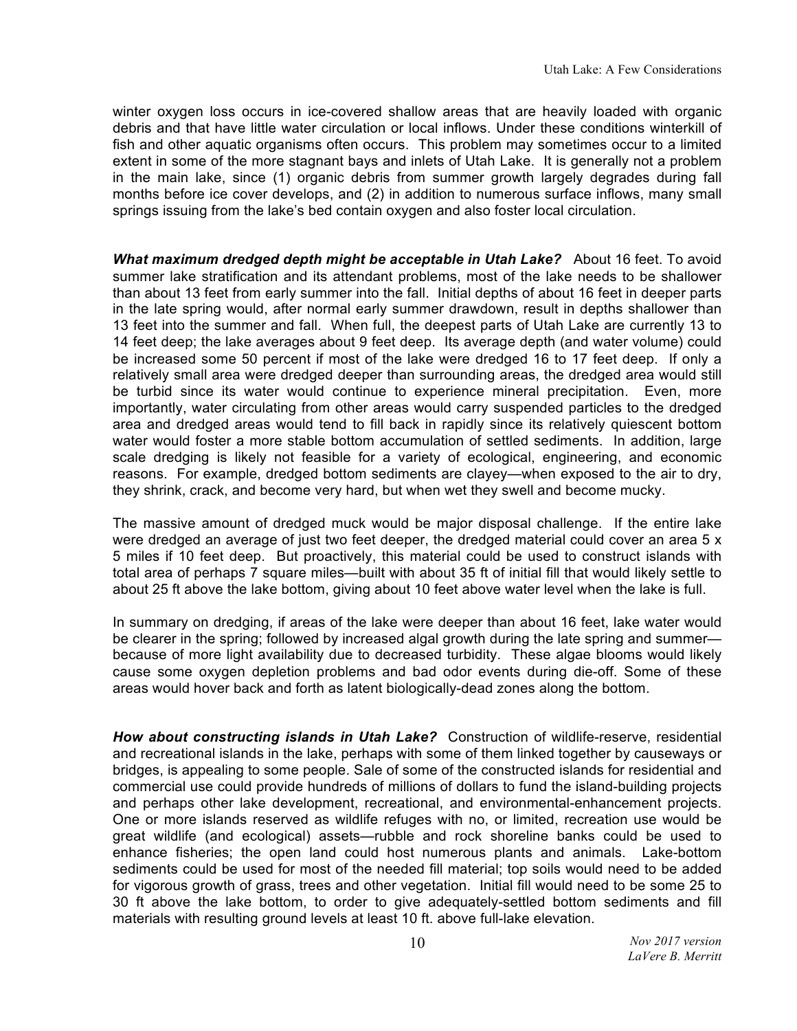winter oxygen loss occurs in ice-covered shallow areas that are heavily loaded with organic debris and that have little water circulation or local inflows. Under these conditions winterkill of fish and other aquatic organisms often occurs. This problem may sometimes occur to a limited extent in some of the more stagnant bays and inlets of Utah Lake. It is generally not a problem in the main lake, since (1) organic debris from summer growth largely degrades during fall months before ice cover develops, and (2) in addition to numerous surface inflows, many small springs issuing from the lake's bed contain oxygen and also foster local circulation.

***What maximum dredged depth might be acceptable in Utah Lake?*** About 16 feet. To avoid summer lake stratification and its attendant problems, most of the lake needs to be shallower than about 13 feet from early summer into the fall. Initial depths of about 16 feet in deeper parts in the late spring would, after normal early summer drawdown, result in depths shallower than 13 feet into the summer and fall. When full, the deepest parts of Utah Lake are currently 13 to 14 feet deep; the lake averages about 9 feet deep. Its average depth (and water volume) could be increased some 50 percent if most of the lake were dredged 16 to 17 feet deep. If only a relatively small area were dredged deeper than surrounding areas, the dredged area would still be turbid since its water would continue to experience mineral precipitation. Even, more importantly, water circulating from other areas would carry suspended particles to the dredged area and dredged areas would tend to fill back in rapidly since its relatively quiescent bottom water would foster a more stable bottom accumulation of settled sediments. In addition, large scale dredging is likely not feasible for a variety of ecological, engineering, and economic reasons. For example, dredged bottom sediments are clayey—when exposed to the air to dry, they shrink, crack, and become very hard, but when wet they swell and become mucky.

The massive amount of dredged muck would be major disposal challenge. If the entire lake were dredged an average of just two feet deeper, the dredged material could cover an area 5 x 5 miles if 10 feet deep. But proactively, this material could be used to construct islands with total area of perhaps 7 square miles—built with about 35 ft of initial fill that would likely settle to about 25 ft above the lake bottom, giving about 10 feet above water level when the lake is full.

In summary on dredging, if areas of the lake were deeper than about 16 feet, lake water would be clearer in the spring; followed by increased algal growth during the late spring and summer—because of more light availability due to decreased turbidity. These algae blooms would likely cause some oxygen depletion problems and bad odor events during die-off. Some of these areas would hover back and forth as latent biologically-dead zones along the bottom.

***How about constructing islands in Utah Lake?*** Construction of wildlife-reserve, residential and recreational islands in the lake, perhaps with some of them linked together by causeways or bridges, is appealing to some people. Sale of some of the constructed islands for residential and commercial use could provide hundreds of millions of dollars to fund the island-building projects and perhaps other lake development, recreational, and environmental-enhancement projects. One or more islands reserved as wildlife refuges with no, or limited, recreation use would be great wildlife (and ecological) assets—rubble and rock shoreline banks could be used to enhance fisheries; the open land could host numerous plants and animals. Lake-bottom sediments could be used for most of the needed fill material; top soils would need to be added for vigorous growth of grass, trees and other vegetation. Initial fill would need to be some 25 to 30 ft above the lake bottom, to order to give adequately-settled bottom sediments and fill materials with resulting ground levels at least 10 ft. above full-lake elevation.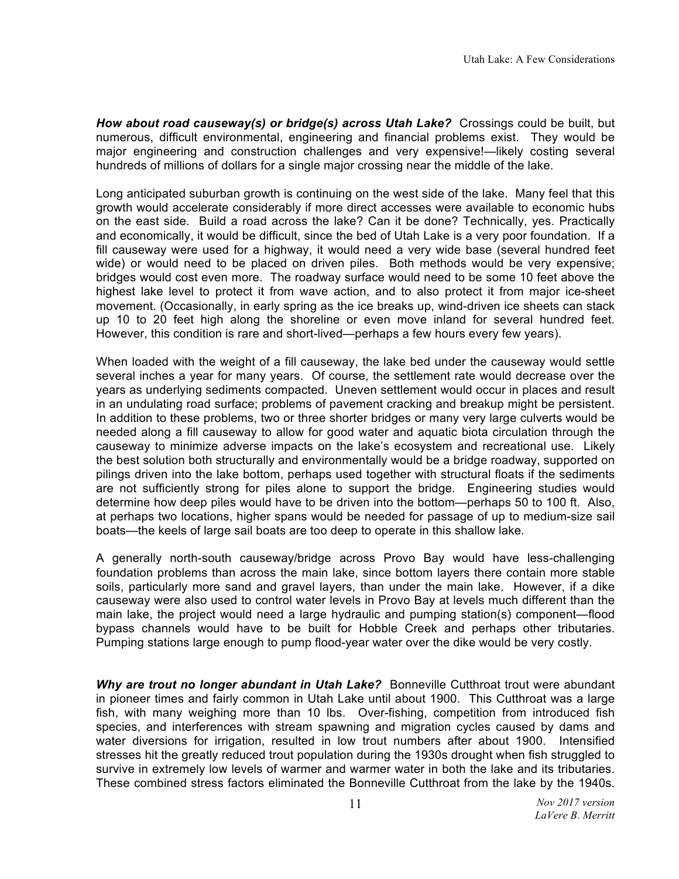***How about road causeway(s) or bridge(s) across Utah Lake?*** Crossings could be built, but numerous, difficult environmental, engineering and financial problems exist. They would be major engineering and construction challenges and very expensive!—likely costing several hundreds of millions of dollars for a single major crossing near the middle of the lake.

Long anticipated suburban growth is continuing on the west side of the lake. Many feel that this growth would accelerate considerably if more direct accesses were available to economic hubs on the east side. Build a road across the lake? Can it be done? Technically, yes. Practically and economically, it would be difficult, since the bed of Utah Lake is a very poor foundation. If a fill causeway were used for a highway, it would need a very wide base (several hundred feet wide) or would need to be placed on driven piles. Both methods would be very expensive; bridges would cost even more. The roadway surface would need to be some 10 feet above the highest lake level to protect it from wave action, and to also protect it from major ice-sheet movement. (Occasionally, in early spring as the ice breaks up, wind-driven ice sheets can stack up 10 to 20 feet high along the shoreline or even move inland for several hundred feet. However, this condition is rare and short-lived—perhaps a few hours every few years).

When loaded with the weight of a fill causeway, the lake bed under the causeway would settle several inches a year for many years. Of course, the settlement rate would decrease over the years as underlying sediments compacted. Uneven settlement would occur in places and result in an undulating road surface; problems of pavement cracking and breakup might be persistent. In addition to these problems, two or three shorter bridges or many very large culverts would be needed along a fill causeway to allow for good water and aquatic biota circulation through the causeway to minimize adverse impacts on the lake's ecosystem and recreational use. Likely the best solution both structurally and environmentally would be a bridge roadway, supported on pilings driven into the lake bottom, perhaps used together with structural floats if the sediments are not sufficiently strong for piles alone to support the bridge. Engineering studies would determine how deep piles would have to be driven into the bottom—perhaps 50 to 100 ft. Also, at perhaps two locations, higher spans would be needed for passage of up to medium-size sail boats—the keels of large sail boats are too deep to operate in this shallow lake.

A generally north-south causeway/bridge across Provo Bay would have less-challenging foundation problems than across the main lake, since bottom layers there contain more stable soils, particularly more sand and gravel layers, than under the main lake. However, if a dike causeway were also used to control water levels in Provo Bay at levels much different than the main lake, the project would need a large hydraulic and pumping station(s) component—flood bypass channels would have to be built for Hobble Creek and perhaps other tributaries. Pumping stations large enough to pump flood-year water over the dike would be very costly.

***Why are trout no longer abundant in Utah Lake?*** Bonneville Cutthroat trout were abundant in pioneer times and fairly common in Utah Lake until about 1900. This Cutthroat was a large fish, with many weighing more than 10 lbs. Over-fishing, competition from introduced fish species, and interferences with stream spawning and migration cycles caused by dams and water diversions for irrigation, resulted in low trout numbers after about 1900. Intensified stresses hit the greatly reduced trout population during the 1930s drought when fish struggled to survive in extremely low levels of warmer and warmer water in both the lake and its tributaries. These combined stress factors eliminated the Bonneville Cutthroat from the lake by the 1940s.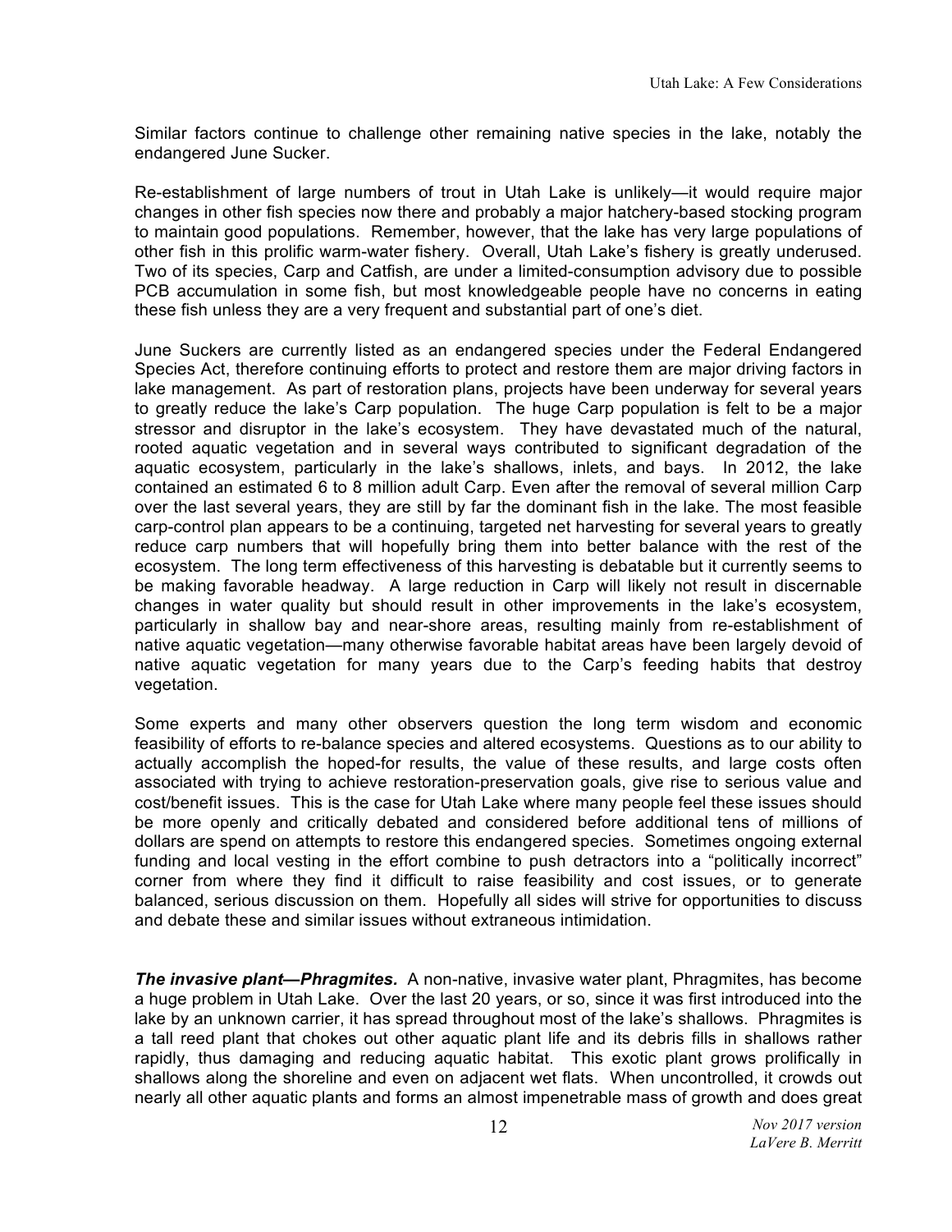Similar factors continue to challenge other remaining native species in the lake, notably the endangered June Sucker.

Re-establishment of large numbers of trout in Utah Lake is unlikely—it would require major changes in other fish species now there and probably a major hatchery-based stocking program to maintain good populations. Remember, however, that the lake has very large populations of other fish in this prolific warm-water fishery. Overall, Utah Lake's fishery is greatly underused. Two of its species, Carp and Catfish, are under a limited-consumption advisory due to possible PCB accumulation in some fish, but most knowledgeable people have no concerns in eating these fish unless they are a very frequent and substantial part of one's diet.

June Suckers are currently listed as an endangered species under the Federal Endangered Species Act, therefore continuing efforts to protect and restore them are major driving factors in lake management. As part of restoration plans, projects have been underway for several years to greatly reduce the lake's Carp population. The huge Carp population is felt to be a major stressor and disruptor in the lake's ecosystem. They have devastated much of the natural, rooted aquatic vegetation and in several ways contributed to significant degradation of the aquatic ecosystem, particularly in the lake's shallows, inlets, and bays. In 2012, the lake contained an estimated 6 to 8 million adult Carp. Even after the removal of several million Carp over the last several years, they are still by far the dominant fish in the lake. The most feasible carp-control plan appears to be a continuing, targeted net harvesting for several years to greatly reduce carp numbers that will hopefully bring them into better balance with the rest of the ecosystem. The long term effectiveness of this harvesting is debatable but it currently seems to be making favorable headway. A large reduction in Carp will likely not result in discernable changes in water quality but should result in other improvements in the lake's ecosystem, particularly in shallow bay and near-shore areas, resulting mainly from re-establishment of native aquatic vegetation—many otherwise favorable habitat areas have been largely devoid of native aquatic vegetation for many years due to the Carp's feeding habits that destroy vegetation.

Some experts and many other observers question the long term wisdom and economic feasibility of efforts to re-balance species and altered ecosystems. Questions as to our ability to actually accomplish the hoped-for results, the value of these results, and large costs often associated with trying to achieve restoration-preservation goals, give rise to serious value and cost/benefit issues. This is the case for Utah Lake where many people feel these issues should be more openly and critically debated and considered before additional tens of millions of dollars are spend on attempts to restore this endangered species. Sometimes ongoing external funding and local vesting in the effort combine to push detractors into a "politically incorrect" corner from where they find it difficult to raise feasibility and cost issues, or to generate balanced, serious discussion on them. Hopefully all sides will strive for opportunities to discuss and debate these and similar issues without extraneous intimidation.

***The invasive plant—Phragmites.*** A non-native, invasive water plant, Phragmites, has become a huge problem in Utah Lake. Over the last 20 years, or so, since it was first introduced into the lake by an unknown carrier, it has spread throughout most of the lake's shallows. Phragmites is a tall reed plant that chokes out other aquatic plant life and its debris fills in shallows rather rapidly, thus damaging and reducing aquatic habitat. This exotic plant grows prolifically in shallows along the shoreline and even on adjacent wet flats. When uncontrolled, it crowds out nearly all other aquatic plants and forms an almost impenetrable mass of growth and does great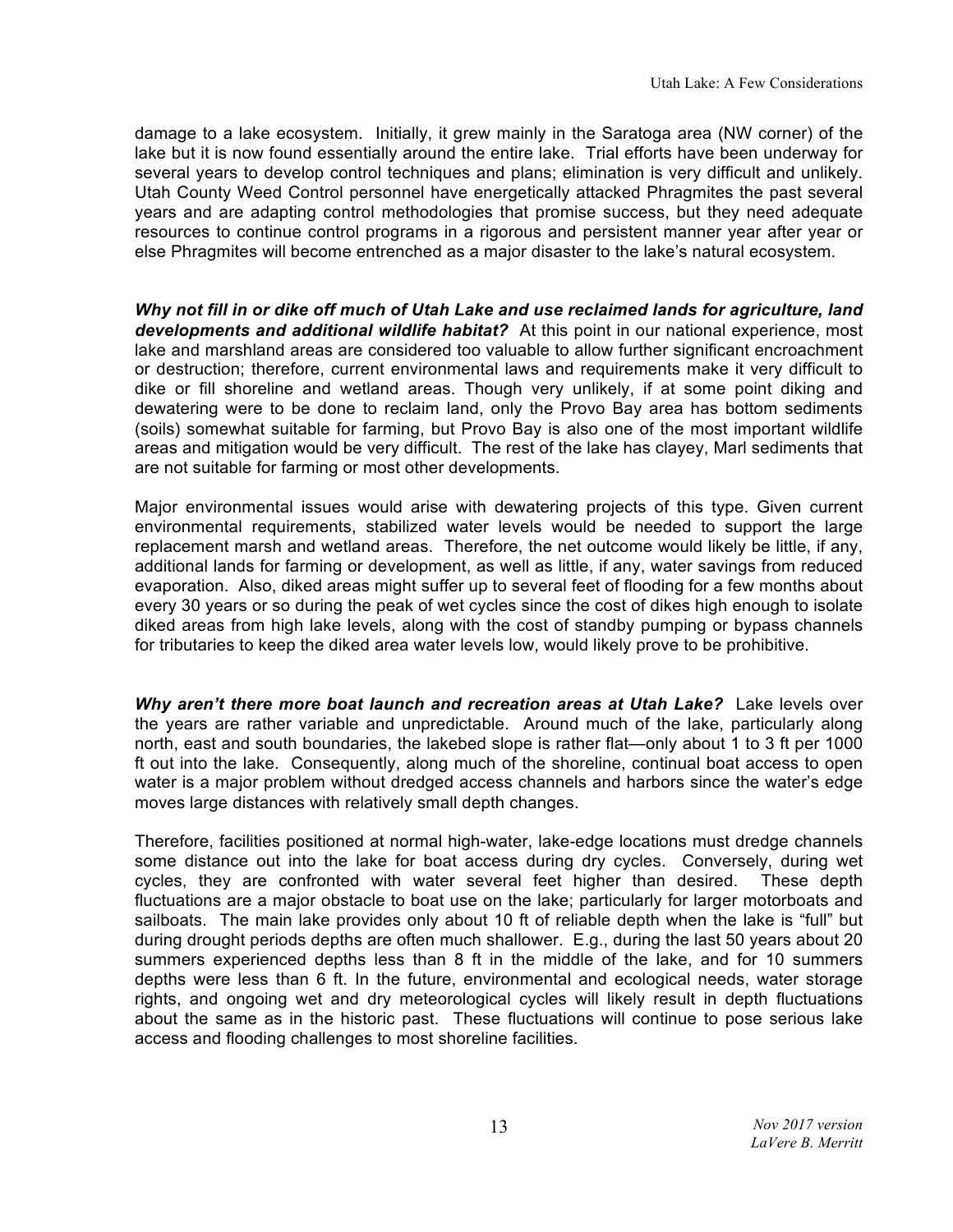damage to a lake ecosystem. Initially, it grew mainly in the Saratoga area (NW corner) of the lake but it is now found essentially around the entire lake. Trial efforts have been underway for several years to develop control techniques and plans; elimination is very difficult and unlikely. Utah County Weed Control personnel have energetically attacked Phragmites the past several years and are adapting control methodologies that promise success, but they need adequate resources to continue control programs in a rigorous and persistent manner year after year or else Phragmites will become entrenched as a major disaster to the lake's natural ecosystem.

***Why not fill in or dike off much of Utah Lake and use reclaimed lands for agriculture, land developments and additional wildlife habitat?*** At this point in our national experience, most lake and marshland areas are considered too valuable to allow further significant encroachment or destruction; therefore, current environmental laws and requirements make it very difficult to dike or fill shoreline and wetland areas. Though very unlikely, if at some point diking and dewatering were to be done to reclaim land, only the Provo Bay area has bottom sediments (soils) somewhat suitable for farming, but Provo Bay is also one of the most important wildlife areas and mitigation would be very difficult. The rest of the lake has clayey, Marl sediments that are not suitable for farming or most other developments.

Major environmental issues would arise with dewatering projects of this type. Given current environmental requirements, stabilized water levels would be needed to support the large replacement marsh and wetland areas. Therefore, the net outcome would likely be little, if any, additional lands for farming or development, as well as little, if any, water savings from reduced evaporation. Also, diked areas might suffer up to several feet of flooding for a few months about every 30 years or so during the peak of wet cycles since the cost of dikes high enough to isolate diked areas from high lake levels, along with the cost of standby pumping or bypass channels for tributaries to keep the diked area water levels low, would likely prove to be prohibitive.

***Why aren't there more boat launch and recreation areas at Utah Lake?*** Lake levels over the years are rather variable and unpredictable. Around much of the lake, particularly along north, east and south boundaries, the lakebed slope is rather flat—only about 1 to 3 ft per 1000 ft out into the lake. Consequently, along much of the shoreline, continual boat access to open water is a major problem without dredged access channels and harbors since the water's edge moves large distances with relatively small depth changes.

Therefore, facilities positioned at normal high-water, lake-edge locations must dredge channels some distance out into the lake for boat access during dry cycles. Conversely, during wet cycles, they are confronted with water several feet higher than desired. These depth fluctuations are a major obstacle to boat use on the lake; particularly for larger motorboats and sailboats. The main lake provides only about 10 ft of reliable depth when the lake is "full" but during drought periods depths are often much shallower. E.g., during the last 50 years about 20 summers experienced depths less than 8 ft in the middle of the lake, and for 10 summers depths were less than 6 ft. In the future, environmental and ecological needs, water storage rights, and ongoing wet and dry meteorological cycles will likely result in depth fluctuations about the same as in the historic past. These fluctuations will continue to pose serious lake access and flooding challenges to most shoreline facilities.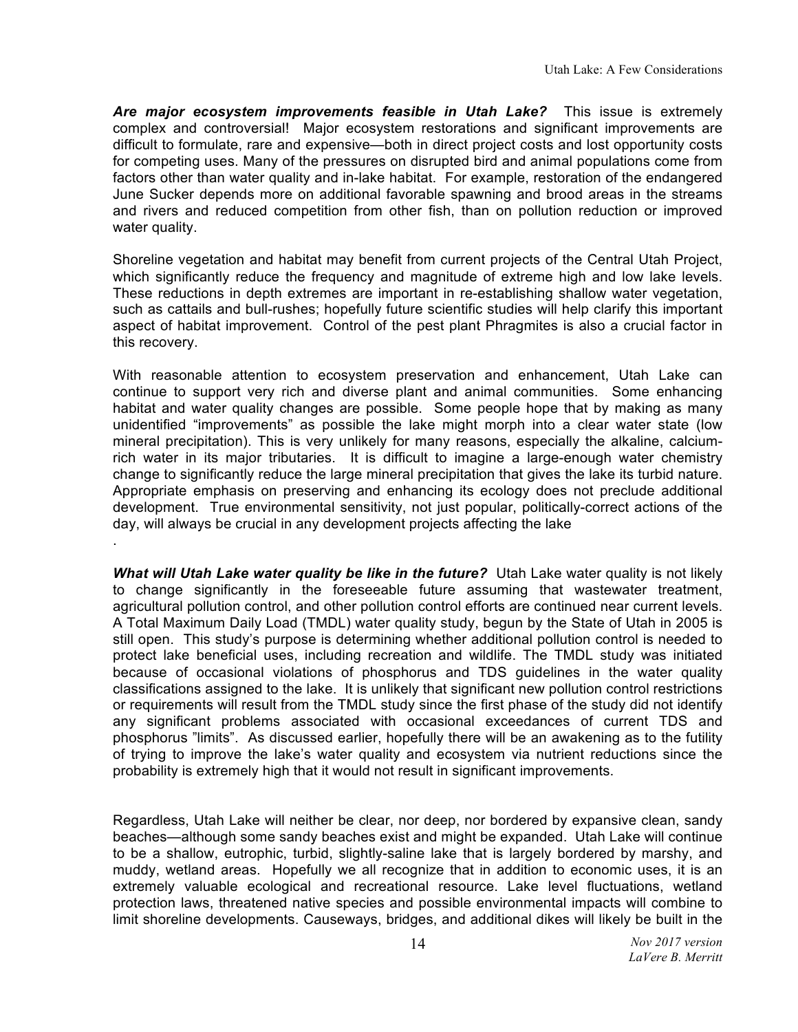***Are major ecosystem improvements feasible in Utah Lake?*** This issue is extremely complex and controversial! Major ecosystem restorations and significant improvements are difficult to formulate, rare and expensive—both in direct project costs and lost opportunity costs for competing uses. Many of the pressures on disrupted bird and animal populations come from factors other than water quality and in-lake habitat. For example, restoration of the endangered June Sucker depends more on additional favorable spawning and brood areas in the streams and rivers and reduced competition from other fish, than on pollution reduction or improved water quality.

Shoreline vegetation and habitat may benefit from current projects of the Central Utah Project, which significantly reduce the frequency and magnitude of extreme high and low lake levels. These reductions in depth extremes are important in re-establishing shallow water vegetation, such as cattails and bull-rushes; hopefully future scientific studies will help clarify this important aspect of habitat improvement. Control of the pest plant Phragmites is also a crucial factor in this recovery.

With reasonable attention to ecosystem preservation and enhancement, Utah Lake can continue to support very rich and diverse plant and animal communities. Some enhancing habitat and water quality changes are possible. Some people hope that by making as many unidentified "improvements" as possible the lake might morph into a clear water state (low mineral precipitation). This is very unlikely for many reasons, especially the alkaline, calcium-rich water in its major tributaries. It is difficult to imagine a large-enough water chemistry change to significantly reduce the large mineral precipitation that gives the lake its turbid nature. Appropriate emphasis on preserving and enhancing its ecology does not preclude additional development. True environmental sensitivity, not just popular, politically-correct actions of the day, will always be crucial in any development projects affecting the lake

.

***What will Utah Lake water quality be like in the future?*** Utah Lake water quality is not likely to change significantly in the foreseeable future assuming that wastewater treatment, agricultural pollution control, and other pollution control efforts are continued near current levels. A Total Maximum Daily Load (TMDL) water quality study, begun by the State of Utah in 2005 is still open. This study's purpose is determining whether additional pollution control is needed to protect lake beneficial uses, including recreation and wildlife. The TMDL study was initiated because of occasional violations of phosphorus and TDS guidelines in the water quality classifications assigned to the lake. It is unlikely that significant new pollution control restrictions or requirements will result from the TMDL study since the first phase of the study did not identify any significant problems associated with occasional exceedances of current TDS and phosphorus "limits". As discussed earlier, hopefully there will be an awakening as to the futility of trying to improve the lake's water quality and ecosystem via nutrient reductions since the probability is extremely high that it would not result in significant improvements.

Regardless, Utah Lake will neither be clear, nor deep, nor bordered by expansive clean, sandy beaches—although some sandy beaches exist and might be expanded. Utah Lake will continue to be a shallow, eutrophic, turbid, slightly-saline lake that is largely bordered by marshy, and muddy, wetland areas. Hopefully we all recognize that in addition to economic uses, it is an extremely valuable ecological and recreational resource. Lake level fluctuations, wetland protection laws, threatened native species and possible environmental impacts will combine to limit shoreline developments. Causeways, bridges, and additional dikes will likely be built in the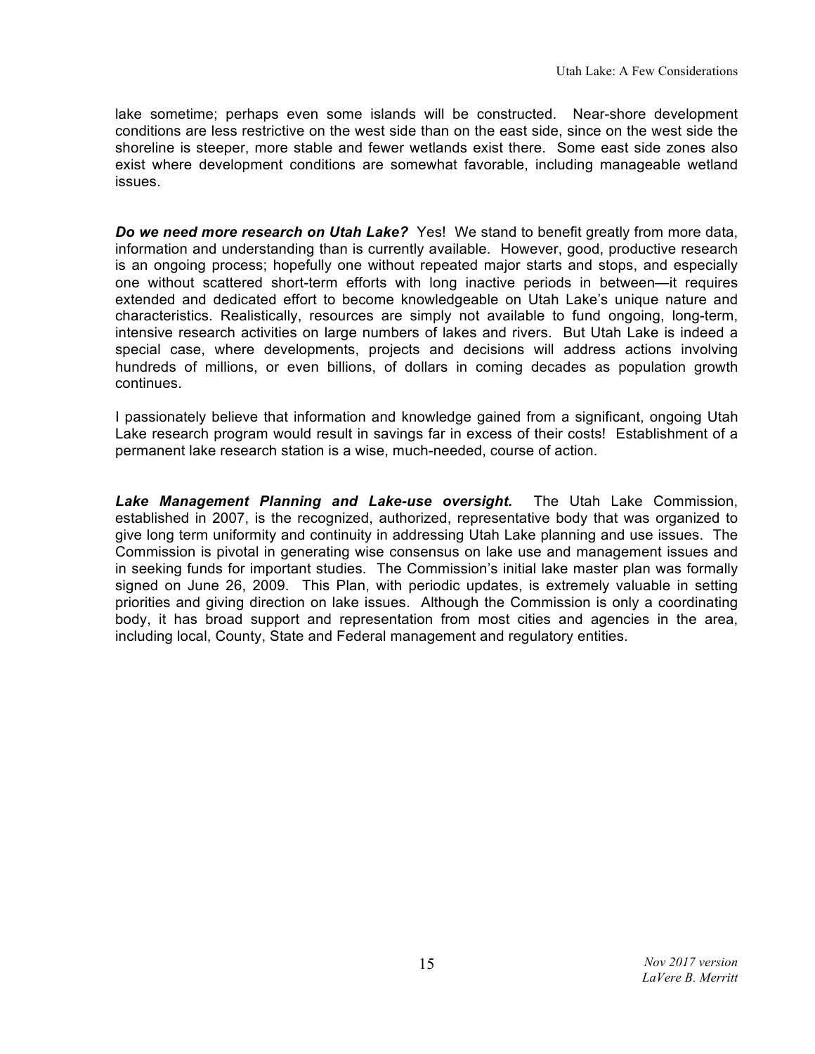lake sometime; perhaps even some islands will be constructed. Near-shore development conditions are less restrictive on the west side than on the east side, since on the west side the shoreline is steeper, more stable and fewer wetlands exist there. Some east side zones also exist where development conditions are somewhat favorable, including manageable wetland issues.

***Do we need more research on Utah Lake?*** Yes! We stand to benefit greatly from more data, information and understanding than is currently available. However, good, productive research is an ongoing process; hopefully one without repeated major starts and stops, and especially one without scattered short-term efforts with long inactive periods in between—it requires extended and dedicated effort to become knowledgeable on Utah Lake's unique nature and characteristics. Realistically, resources are simply not available to fund ongoing, long-term, intensive research activities on large numbers of lakes and rivers. But Utah Lake is indeed a special case, where developments, projects and decisions will address actions involving hundreds of millions, or even billions, of dollars in coming decades as population growth continues.

I passionately believe that information and knowledge gained from a significant, ongoing Utah Lake research program would result in savings far in excess of their costs! Establishment of a permanent lake research station is a wise, much-needed, course of action.

***Lake Management Planning and Lake-use oversight.*** The Utah Lake Commission, established in 2007, is the recognized, authorized, representative body that was organized to give long term uniformity and continuity in addressing Utah Lake planning and use issues. The Commission is pivotal in generating wise consensus on lake use and management issues and in seeking funds for important studies. The Commission's initial lake master plan was formally signed on June 26, 2009. This Plan, with periodic updates, is extremely valuable in setting priorities and giving direction on lake issues. Although the Commission is only a coordinating body, it has broad support and representation from most cities and agencies in the area, including local, County, State and Federal management and regulatory entities.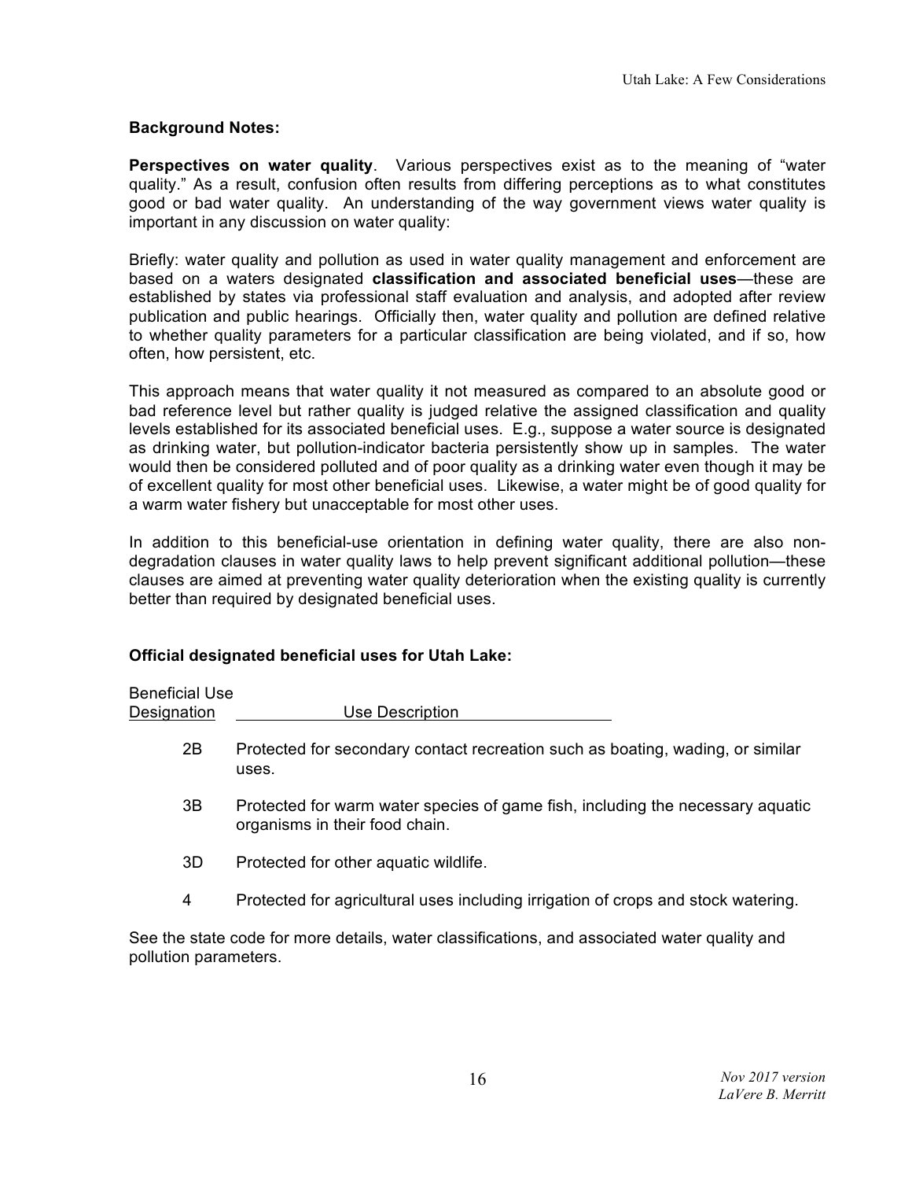**Background Notes:**

**Perspectives on water quality**. Various perspectives exist as to the meaning of "water quality." As a result, confusion often results from differing perceptions as to what constitutes good or bad water quality. An understanding of the way government views water quality is important in any discussion on water quality:

Briefly: water quality and pollution as used in water quality management and enforcement are based on a waters designated **classification and associated beneficial uses**—these are established by states via professional staff evaluation and analysis, and adopted after review publication and public hearings. Officially then, water quality and pollution are defined relative to whether quality parameters for a particular classification are being violated, and if so, how often, how persistent, etc.

This approach means that water quality it not measured as compared to an absolute good or bad reference level but rather quality is judged relative the assigned classification and quality levels established for its associated beneficial uses. E.g., suppose a water source is designated as drinking water, but pollution-indicator bacteria persistently show up in samples. The water would then be considered polluted and of poor quality as a drinking water even though it may be of excellent quality for most other beneficial uses. Likewise, a water might be of good quality for a warm water fishery but unacceptable for most other uses.

In addition to this beneficial-use orientation in defining water quality, there are also non-degradation clauses in water quality laws to help prevent significant additional pollution—these clauses are aimed at preventing water quality deterioration when the existing quality is currently better than required by designated beneficial uses.

**Official designated beneficial uses for Utah Lake:**

| Beneficial Use Designation | Use Description |
|---|---|
| 2B | Protected for secondary contact recreation such as boating, wading, or similar uses. |
| 3B | Protected for warm water species of game fish, including the necessary aquatic organisms in their food chain. |
| 3D | Protected for other aquatic wildlife. |
| 4 | Protected for agricultural uses including irrigation of crops and stock watering. |

See the state code for more details, water classifications, and associated water quality and pollution parameters.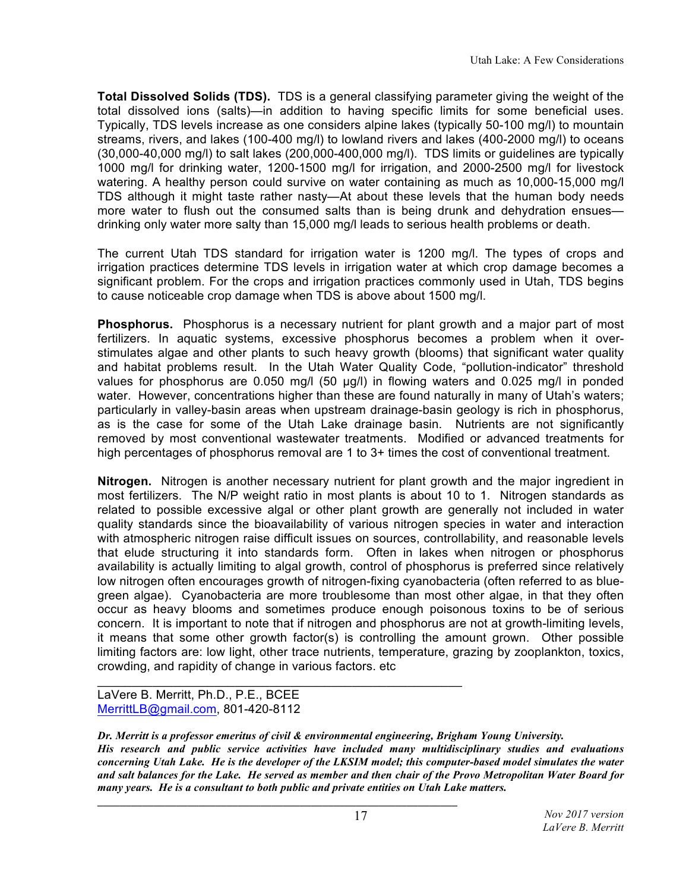**Total Dissolved Solids (TDS).** TDS is a general classifying parameter giving the weight of the total dissolved ions (salts)—in addition to having specific limits for some beneficial uses. Typically, TDS levels increase as one considers alpine lakes (typically 50-100 mg/l) to mountain streams, rivers, and lakes (100-400 mg/l) to lowland rivers and lakes (400-2000 mg/l) to oceans (30,000-40,000 mg/l) to salt lakes (200,000-400,000 mg/l). TDS limits or guidelines are typically 1000 mg/l for drinking water, 1200-1500 mg/l for irrigation, and 2000-2500 mg/l for livestock watering. A healthy person could survive on water containing as much as 10,000-15,000 mg/l TDS although it might taste rather nasty—At about these levels that the human body needs more water to flush out the consumed salts than is being drunk and dehydration ensues—drinking only water more salty than 15,000 mg/l leads to serious health problems or death.

The current Utah TDS standard for irrigation water is 1200 mg/l. The types of crops and irrigation practices determine TDS levels in irrigation water at which crop damage becomes a significant problem. For the crops and irrigation practices commonly used in Utah, TDS begins to cause noticeable crop damage when TDS is above about 1500 mg/l.

**Phosphorus.** Phosphorus is a necessary nutrient for plant growth and a major part of most fertilizers. In aquatic systems, excessive phosphorus becomes a problem when it over-stimulates algae and other plants to such heavy growth (blooms) that significant water quality and habitat problems result. In the Utah Water Quality Code, "pollution-indicator" threshold values for phosphorus are 0.050 mg/l (50 µg/l) in flowing waters and 0.025 mg/l in ponded water. However, concentrations higher than these are found naturally in many of Utah's waters; particularly in valley-basin areas when upstream drainage-basin geology is rich in phosphorus, as is the case for some of the Utah Lake drainage basin. Nutrients are not significantly removed by most conventional wastewater treatments. Modified or advanced treatments for high percentages of phosphorus removal are 1 to 3+ times the cost of conventional treatment.

**Nitrogen.** Nitrogen is another necessary nutrient for plant growth and the major ingredient in most fertilizers. The N/P weight ratio in most plants is about 10 to 1. Nitrogen standards as related to possible excessive algal or other plant growth are generally not included in water quality standards since the bioavailability of various nitrogen species in water and interaction with atmospheric nitrogen raise difficult issues on sources, controllability, and reasonable levels that elude structuring it into standards form. Often in lakes when nitrogen or phosphorus availability is actually limiting to algal growth, control of phosphorus is preferred since relatively low nitrogen often encourages growth of nitrogen-fixing cyanobacteria (often referred to as blue-green algae). Cyanobacteria are more troublesome than most other algae, in that they often occur as heavy blooms and sometimes produce enough poisonous toxins to be of serious concern. It is important to note that if nitrogen and phosphorus are not at growth-limiting levels, it means that some other growth factor(s) is controlling the amount grown. Other possible limiting factors are: low light, other trace nutrients, temperature, grazing by zooplankton, toxics, crowding, and rapidity of change in various factors. etc

---

LaVere B. Merritt, Ph.D., P.E., BCEE
[MerrittLB@gmail.com](mailto:MerrittLB@gmail.com), 801-420-8112

***Dr. Merritt is a professor emeritus of civil & environmental engineering, Brigham Young University. His research and public service activities have included many multidisciplinary studies and evaluations concerning Utah Lake. He is the developer of the LKSIM model; this computer-based model simulates the water and salt balances for the Lake. He served as member and then chair of the Provo Metropolitan Water Board for many years. He is a consultant to both public and private entities on Utah Lake matters.***

---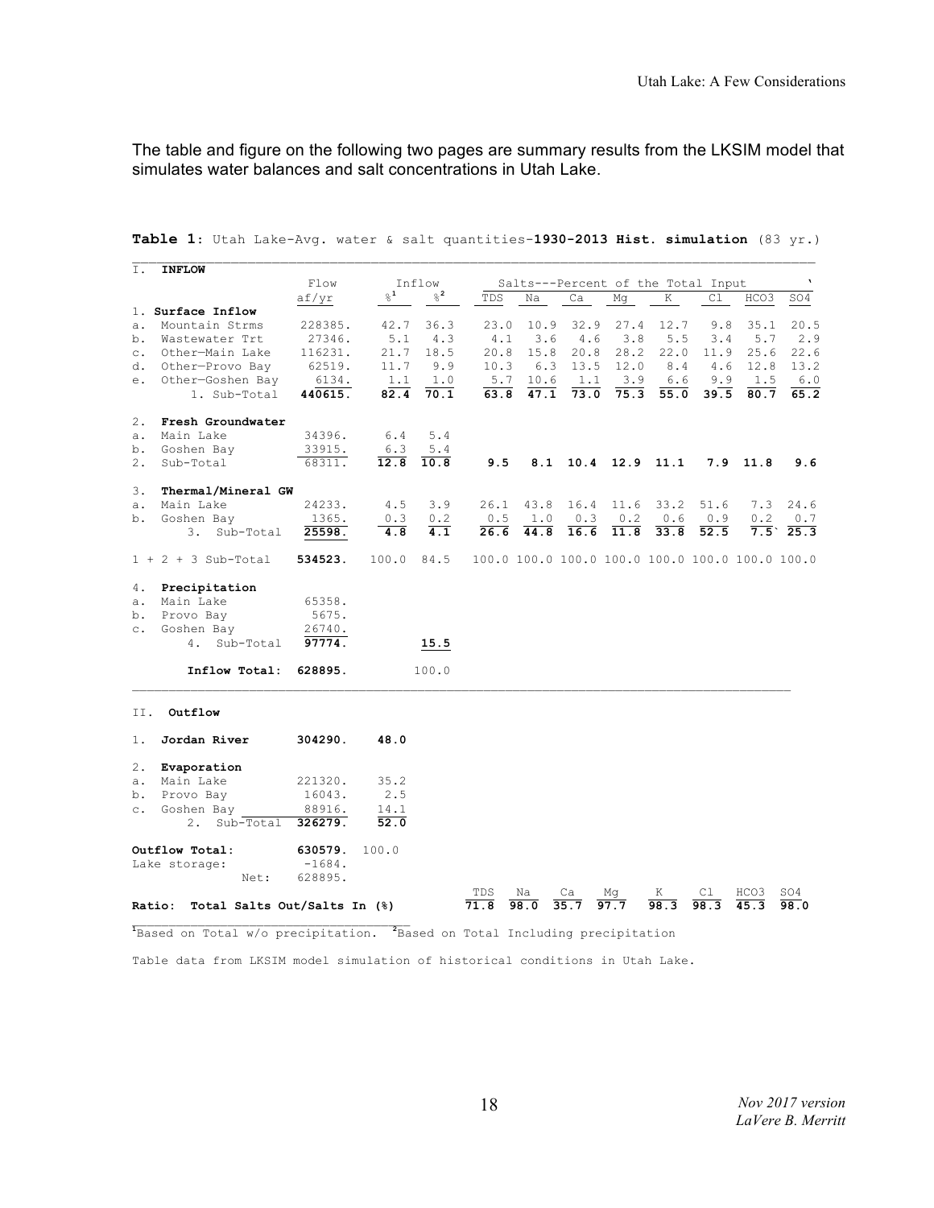The table and figure on the following two pages are summary results from the LKSIM model that simulates water balances and salt concentrations in Utah Lake.

**Table 1**: Utah Lake-Avg. water & salt quantities-**1930-2013 Hist. simulation** (83 yr.)

| I. **INFLOW** | Flow | Inflow | | Salts---Percent of the Total Input | | | | | | | |
|---|---|---|---|---|---|---|---|---|---|---|---|
| | af/yr | %[1] | %[2] | TDS | Na | Ca | Mg | K | Cl | HCO3 | SO4 |
| 1. **Surface Inflow** | | | | | | | | | | | |
| a. Mountain Strms | 228385. | 42.7 | 36.3 | 23.0 | 10.9 | 32.9 | 27.4 | 12.7 | 9.8 | 35.1 | 20.5 |
| b. Wastewater Trt | 27346. | 5.1 | 4.3 | 4.1 | 3.6 | 4.6 | 3.8 | 5.5 | 3.4 | 5.7 | 2.9 |
| c. Other—Main Lake | 116231. | 21.7 | 18.5 | 20.8 | 15.8 | 20.8 | 28.2 | 22.0 | 11.9 | 25.6 | 22.6 |
| d. Other—Provo Bay | 62519. | 11.7 | 9.9 | 10.3 | 6.3 | 13.5 | 12.0 | 8.4 | 4.6 | 12.8 | 13.2 |
| e. Other—Goshen Bay | 6134. | 1.1 | 1.0 | 5.7 | 10.6 | 1.1 | 3.9 | 6.6 | 9.9 | 1.5 | 6.0 |
| 1. Sub-Total | **440615.** | **82.4** | **70.1** | **63.8** | **47.1** | **73.0** | **75.3** | **55.0** | **39.5** | **80.7** | **65.2** |
| 2. **Fresh Groundwater** | | | | | | | | | | | |
| a. Main Lake | 34396. | 6.4 | 5.4 | | | | | | | | |
| b. Goshen Bay | 33915. | 6.3 | 5.4 | | | | | | | | |
| 2. Sub-Total | 68311. | **12.8** | **10.8** | **9.5** | **8.1** | **10.4** | **12.9** | **11.1** | **7.9** | **11.8** | **9.6** |
| 3. **Thermal/Mineral GW** | | | | | | | | | | | |
| a. Main Lake | 24233. | 4.5 | 3.9 | 26.1 | 43.8 | 16.4 | 11.6 | 33.2 | 51.6 | 7.3 | 24.6 |
| b. Goshen Bay | 1365. | 0.3 | 0.2 | 0.5 | 1.0 | 0.3 | 0.2 | 0.6 | 0.9 | 0.2 | 0.7 |
| 3. Sub-Total | **25598.** | **4.8** | **4.1** | **26.6** | **44.8** | **16.6** | **11.8** | **33.8** | **52.5** | **7.5** | **25.3** |
| 1 + 2 + 3 Sub-Total | **534523.** | 100.0 | 84.5 | 100.0 | 100.0 | 100.0 | 100.0 | 100.0 | 100.0 | 100.0 | 100.0 |
| 4. **Precipitation** | | | | | | | | | | | |
| a. Main Lake | 65358. | | | | | | | | | | |
| b. Provo Bay | 5675. | | | | | | | | | | |
| c. Goshen Bay | 26740. | | | | | | | | | | |
| 4. Sub-Total | **97774.** | | **15.5** | | | | | | | | |
| **Inflow Total:** | **628895.** | | 100.0 | | | | | | | | |
| II. **Outflow** | | | | | | | | | | | |
| 1. **Jordan River** | **304290.** | **48.0** | | | | | | | | | |
| 2. **Evaporation** | | | | | | | | | | | |
| a. Main Lake | 221320. | 35.2 | | | | | | | | | |
| b. Provo Bay | 16043. | 2.5 | | | | | | | | | |
| c. Goshen Bay | 88916. | 14.1 | | | | | | | | | |
| 2. Sub-Total | **326279.** | **52.0** | | | | | | | | | |
| **Outflow Total:** | **630579.** | 100.0 | | | | | | | | | |
| Lake storage: | -1684. | | | | | | | | | | |
| Net: | 628895. | | | | | | | | | | |
| | | | | TDS | Na | Ca | Mg | K | Cl | HCO3 | SO4 |
| **Ratio: Total Salts Out/Salts In (%)** | | | | **71.8** | **98.0** | **35.7** | **97.7** | **98.3** | **98.3** | **45.3** | **98.0** |

[1]Based on Total w/o precipitation. [2]Based on Total Including precipitation

Table data from LKSIM model simulation of historical conditions in Utah Lake.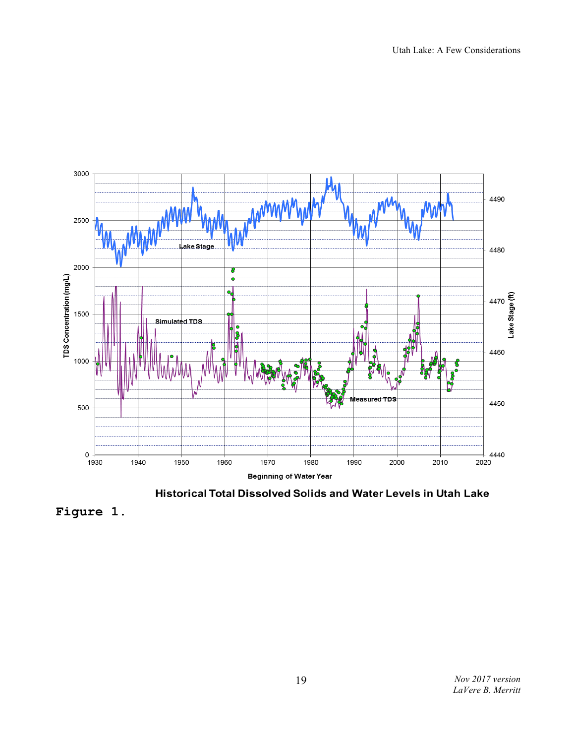3000

2500

2000

1500

1000

500

0

TDS Concentration (mg/L)

Lake Stage

Simulated TDS

Measured TDS

4490

4480

4470

4460

4450

4440

Lake Stage (ft)

1930 1940 1950 1960 1970 1980 1990 2000 2010 2020

Beginning of Water Year

**Historical Total Dissolved Solids and Water Levels in Utah Lake**

**Figure 1.**